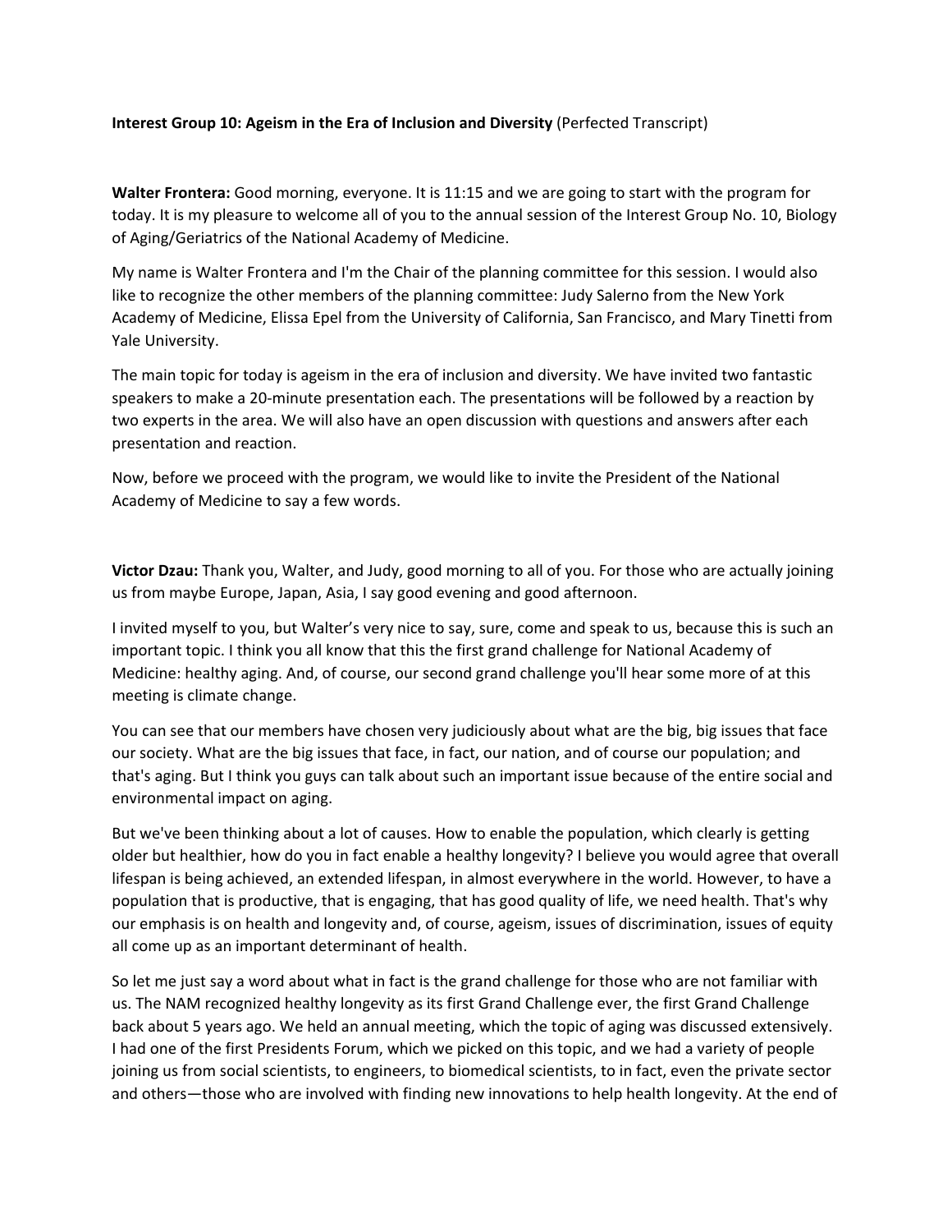**Interest Group 10: Ageism in the Era of Inclusion and Diversity** (Perfected Transcript)

**Walter Frontera:** Good morning, everyone. It is 11:15 and we are going to start with the program for today. It is my pleasure to welcome all of you to the annual session of the Interest Group No. 10, Biology of Aging/Geriatrics of the National Academy of Medicine.

My name is Walter Frontera and I'm the Chair of the planning committee for this session. I would also like to recognize the other members of the planning committee: Judy Salerno from the New York Academy of Medicine, Elissa Epel from the University of California, San Francisco, and Mary Tinetti from Yale University.

The main topic for today is ageism in the era of inclusion and diversity. We have invited two fantastic speakers to make a 20-minute presentation each. The presentations will be followed by a reaction by two experts in the area. We will also have an open discussion with questions and answers after each presentation and reaction.

Now, before we proceed with the program, we would like to invite the President of the National Academy of Medicine to say a few words.

**Victor Dzau:** Thank you, Walter, and Judy, good morning to all of you. For those who are actually joining us from maybe Europe, Japan, Asia, I say good evening and good afternoon.

I invited myself to you, but Walter's very nice to say, sure, come and speak to us, because this is such an important topic. I think you all know that this the first grand challenge for National Academy of Medicine: healthy aging. And, of course, our second grand challenge you'll hear some more of at this meeting is climate change.

You can see that our members have chosen very judiciously about what are the big, big issues that face our society. What are the big issues that face, in fact, our nation, and of course our population; and that's aging. But I think you guys can talk about such an important issue because of the entire social and environmental impact on aging.

But we've been thinking about a lot of causes. How to enable the population, which clearly is getting older but healthier, how do you in fact enable a healthy longevity? I believe you would agree that overall lifespan is being achieved, an extended lifespan, in almost everywhere in the world. However, to have a population that is productive, that is engaging, that has good quality of life, we need health. That's why our emphasis is on health and longevity and, of course, ageism, issues of discrimination, issues of equity all come up as an important determinant of health.

So let me just say a word about what in fact is the grand challenge for those who are not familiar with us. The NAM recognized healthy longevity as its first Grand Challenge ever, the first Grand Challenge back about 5 years ago. We held an annual meeting, which the topic of aging was discussed extensively. I had one of the first Presidents Forum, which we picked on this topic, and we had a variety of people joining us from social scientists, to engineers, to biomedical scientists, to in fact, even the private sector and others—those who are involved with finding new innovations to help health longevity. At the end of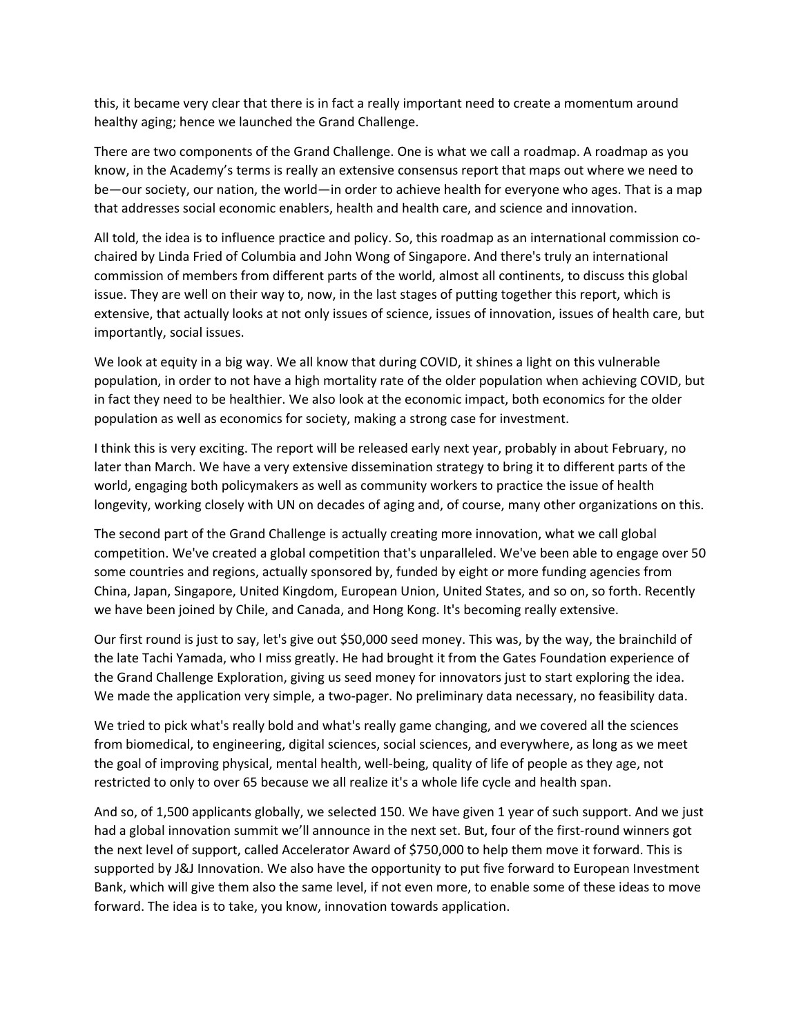this, it became very clear that there is in fact a really important need to create a momentum around healthy aging; hence we launched the Grand Challenge.

There are two components of the Grand Challenge. One is what we call a roadmap. A roadmap as you know, in the Academy's terms is really an extensive consensus report that maps out where we need to be—our society, our nation, the world—in order to achieve health for everyone who ages. That is a map that addresses social economic enablers, health and health care, and science and innovation.

All told, the idea is to influence practice and policy. So, this roadmap as an international commission co-chaired by Linda Fried of Columbia and John Wong of Singapore. And there's truly an international commission of members from different parts of the world, almost all continents, to discuss this global issue. They are well on their way to, now, in the last stages of putting together this report, which is extensive, that actually looks at not only issues of science, issues of innovation, issues of health care, but importantly, social issues.

We look at equity in a big way. We all know that during COVID, it shines a light on this vulnerable population, in order to not have a high mortality rate of the older population when achieving COVID, but in fact they need to be healthier. We also look at the economic impact, both economics for the older population as well as economics for society, making a strong case for investment.

I think this is very exciting. The report will be released early next year, probably in about February, no later than March. We have a very extensive dissemination strategy to bring it to different parts of the world, engaging both policymakers as well as community workers to practice the issue of health longevity, working closely with UN on decades of aging and, of course, many other organizations on this.

The second part of the Grand Challenge is actually creating more innovation, what we call global competition. We've created a global competition that's unparalleled. We've been able to engage over 50 some countries and regions, actually sponsored by, funded by eight or more funding agencies from China, Japan, Singapore, United Kingdom, European Union, United States, and so on, so forth. Recently we have been joined by Chile, and Canada, and Hong Kong. It's becoming really extensive.

Our first round is just to say, let's give out $50,000 seed money. This was, by the way, the brainchild of the late Tachi Yamada, who I miss greatly. He had brought it from the Gates Foundation experience of the Grand Challenge Exploration, giving us seed money for innovators just to start exploring the idea. We made the application very simple, a two-pager. No preliminary data necessary, no feasibility data.

We tried to pick what's really bold and what's really game changing, and we covered all the sciences from biomedical, to engineering, digital sciences, social sciences, and everywhere, as long as we meet the goal of improving physical, mental health, well-being, quality of life of people as they age, not restricted to only to over 65 because we all realize it's a whole life cycle and health span.

And so, of 1,500 applicants globally, we selected 150. We have given 1 year of such support. And we just had a global innovation summit we'll announce in the next set. But, four of the first-round winners got the next level of support, called Accelerator Award of $750,000 to help them move it forward. This is supported by J&J Innovation. We also have the opportunity to put five forward to European Investment Bank, which will give them also the same level, if not even more, to enable some of these ideas to move forward. The idea is to take, you know, innovation towards application.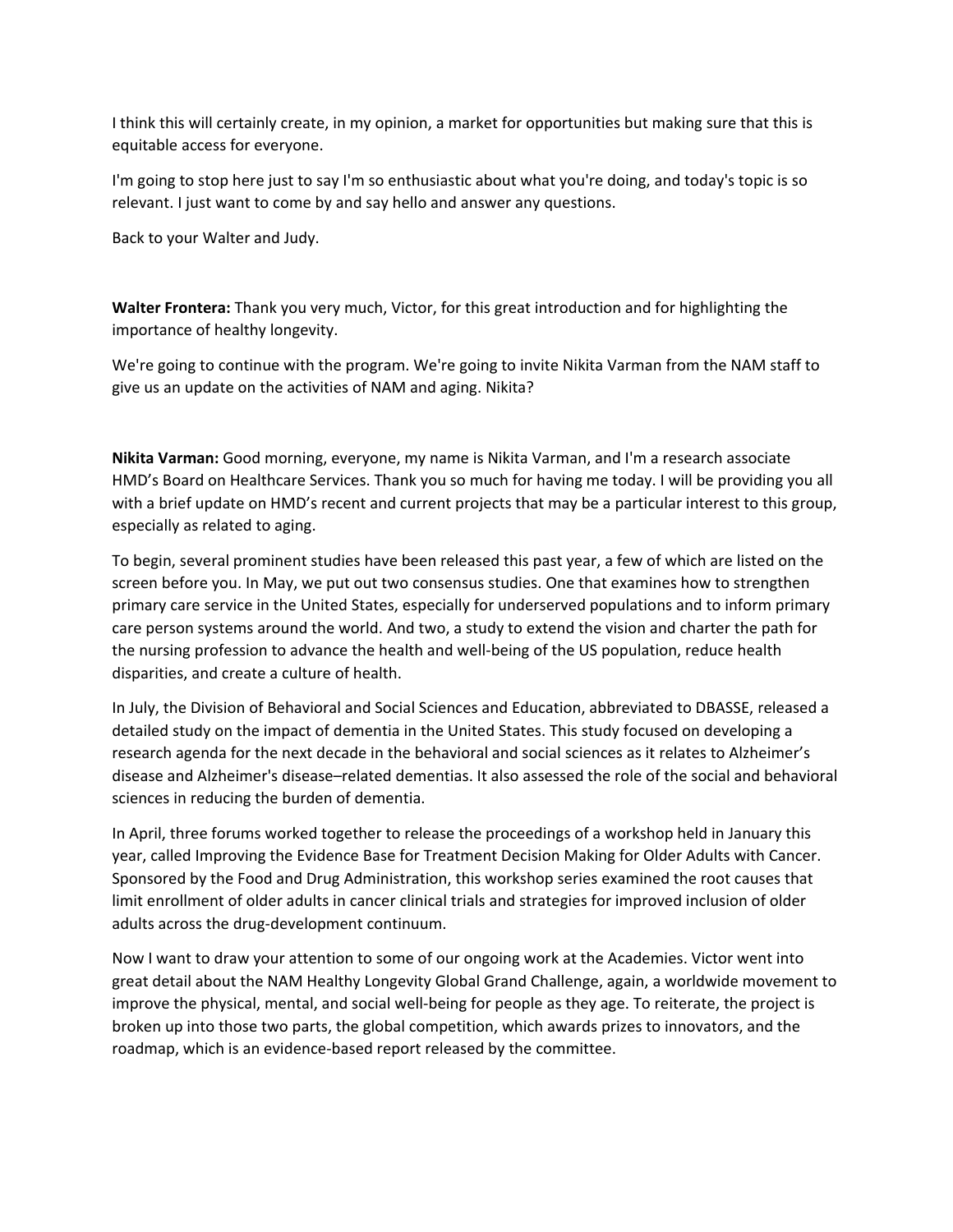I think this will certainly create, in my opinion, a market for opportunities but making sure that this is equitable access for everyone.

I'm going to stop here just to say I'm so enthusiastic about what you're doing, and today's topic is so relevant. I just want to come by and say hello and answer any questions.

Back to your Walter and Judy.

**Walter Frontera:** Thank you very much, Victor, for this great introduction and for highlighting the importance of healthy longevity.

We're going to continue with the program. We're going to invite Nikita Varman from the NAM staff to give us an update on the activities of NAM and aging. Nikita?

**Nikita Varman:** Good morning, everyone, my name is Nikita Varman, and I'm a research associate HMD's Board on Healthcare Services. Thank you so much for having me today. I will be providing you all with a brief update on HMD's recent and current projects that may be a particular interest to this group, especially as related to aging.

To begin, several prominent studies have been released this past year, a few of which are listed on the screen before you. In May, we put out two consensus studies. One that examines how to strengthen primary care service in the United States, especially for underserved populations and to inform primary care person systems around the world. And two, a study to extend the vision and charter the path for the nursing profession to advance the health and well-being of the US population, reduce health disparities, and create a culture of health.

In July, the Division of Behavioral and Social Sciences and Education, abbreviated to DBASSE, released a detailed study on the impact of dementia in the United States. This study focused on developing a research agenda for the next decade in the behavioral and social sciences as it relates to Alzheimer's disease and Alzheimer's disease–related dementias. It also assessed the role of the social and behavioral sciences in reducing the burden of dementia.

In April, three forums worked together to release the proceedings of a workshop held in January this year, called Improving the Evidence Base for Treatment Decision Making for Older Adults with Cancer. Sponsored by the Food and Drug Administration, this workshop series examined the root causes that limit enrollment of older adults in cancer clinical trials and strategies for improved inclusion of older adults across the drug-development continuum.

Now I want to draw your attention to some of our ongoing work at the Academies. Victor went into great detail about the NAM Healthy Longevity Global Grand Challenge, again, a worldwide movement to improve the physical, mental, and social well-being for people as they age. To reiterate, the project is broken up into those two parts, the global competition, which awards prizes to innovators, and the roadmap, which is an evidence-based report released by the committee.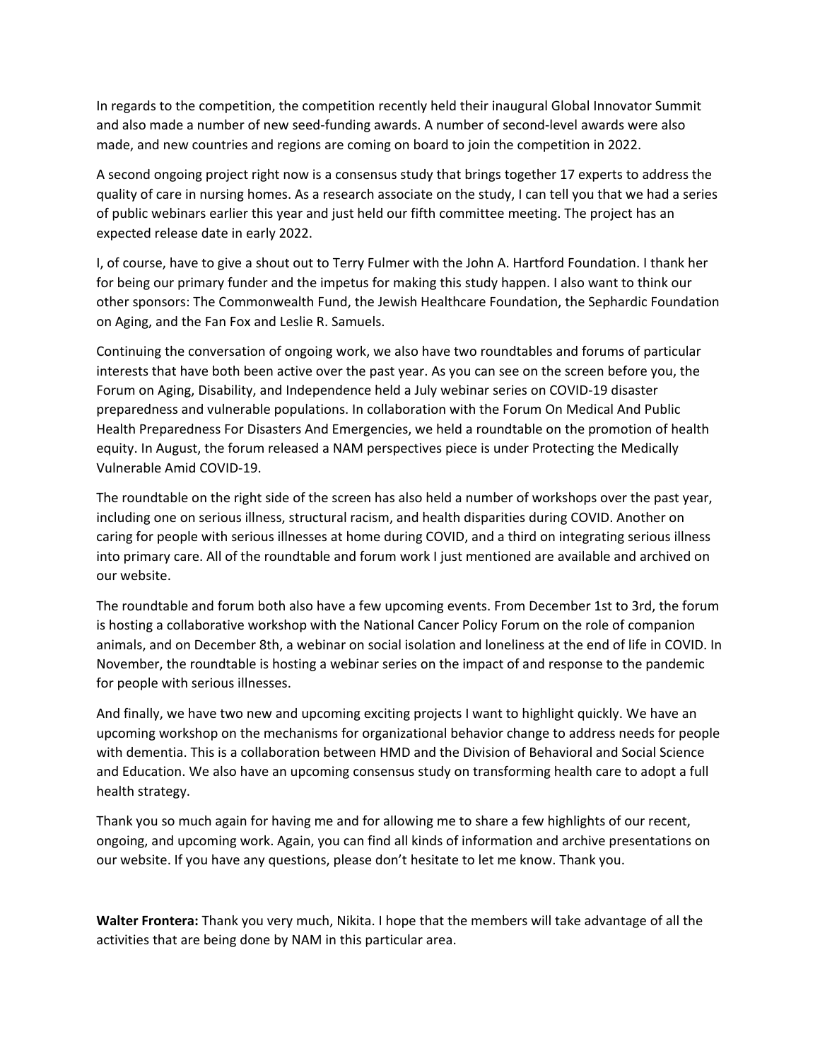In regards to the competition, the competition recently held their inaugural Global Innovator Summit and also made a number of new seed-funding awards. A number of second-level awards were also made, and new countries and regions are coming on board to join the competition in 2022.

A second ongoing project right now is a consensus study that brings together 17 experts to address the quality of care in nursing homes. As a research associate on the study, I can tell you that we had a series of public webinars earlier this year and just held our fifth committee meeting. The project has an expected release date in early 2022.

I, of course, have to give a shout out to Terry Fulmer with the John A. Hartford Foundation. I thank her for being our primary funder and the impetus for making this study happen. I also want to think our other sponsors: The Commonwealth Fund, the Jewish Healthcare Foundation, the Sephardic Foundation on Aging, and the Fan Fox and Leslie R. Samuels.

Continuing the conversation of ongoing work, we also have two roundtables and forums of particular interests that have both been active over the past year. As you can see on the screen before you, the Forum on Aging, Disability, and Independence held a July webinar series on COVID-19 disaster preparedness and vulnerable populations. In collaboration with the Forum On Medical And Public Health Preparedness For Disasters And Emergencies, we held a roundtable on the promotion of health equity. In August, the forum released a NAM perspectives piece is under Protecting the Medically Vulnerable Amid COVID-19.

The roundtable on the right side of the screen has also held a number of workshops over the past year, including one on serious illness, structural racism, and health disparities during COVID. Another on caring for people with serious illnesses at home during COVID, and a third on integrating serious illness into primary care. All of the roundtable and forum work I just mentioned are available and archived on our website.

The roundtable and forum both also have a few upcoming events. From December 1st to 3rd, the forum is hosting a collaborative workshop with the National Cancer Policy Forum on the role of companion animals, and on December 8th, a webinar on social isolation and loneliness at the end of life in COVID. In November, the roundtable is hosting a webinar series on the impact of and response to the pandemic for people with serious illnesses.

And finally, we have two new and upcoming exciting projects I want to highlight quickly. We have an upcoming workshop on the mechanisms for organizational behavior change to address needs for people with dementia. This is a collaboration between HMD and the Division of Behavioral and Social Science and Education. We also have an upcoming consensus study on transforming health care to adopt a full health strategy.

Thank you so much again for having me and for allowing me to share a few highlights of our recent, ongoing, and upcoming work. Again, you can find all kinds of information and archive presentations on our website. If you have any questions, please don't hesitate to let me know. Thank you.

**Walter Frontera:** Thank you very much, Nikita. I hope that the members will take advantage of all the activities that are being done by NAM in this particular area.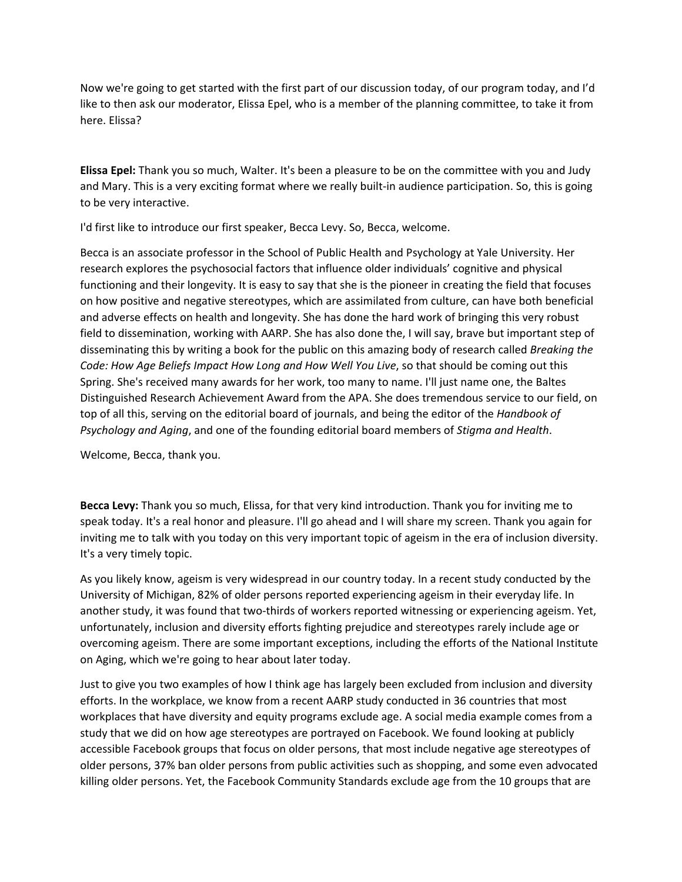Now we're going to get started with the first part of our discussion today, of our program today, and I'd like to then ask our moderator, Elissa Epel, who is a member of the planning committee, to take it from here. Elissa?

**Elissa Epel:** Thank you so much, Walter. It's been a pleasure to be on the committee with you and Judy and Mary. This is a very exciting format where we really built-in audience participation. So, this is going to be very interactive.

I'd first like to introduce our first speaker, Becca Levy. So, Becca, welcome.

Becca is an associate professor in the School of Public Health and Psychology at Yale University. Her research explores the psychosocial factors that influence older individuals' cognitive and physical functioning and their longevity. It is easy to say that she is the pioneer in creating the field that focuses on how positive and negative stereotypes, which are assimilated from culture, can have both beneficial and adverse effects on health and longevity. She has done the hard work of bringing this very robust field to dissemination, working with AARP. She has also done the, I will say, brave but important step of disseminating this by writing a book for the public on this amazing body of research called *Breaking the Code: How Age Beliefs Impact How Long and How Well You Live*, so that should be coming out this Spring. She's received many awards for her work, too many to name. I'll just name one, the Baltes Distinguished Research Achievement Award from the APA. She does tremendous service to our field, on top of all this, serving on the editorial board of journals, and being the editor of the *Handbook of Psychology and Aging*, and one of the founding editorial board members of *Stigma and Health*.

Welcome, Becca, thank you.

**Becca Levy:** Thank you so much, Elissa, for that very kind introduction. Thank you for inviting me to speak today. It's a real honor and pleasure. I'll go ahead and I will share my screen. Thank you again for inviting me to talk with you today on this very important topic of ageism in the era of inclusion diversity. It's a very timely topic.

As you likely know, ageism is very widespread in our country today. In a recent study conducted by the University of Michigan, 82% of older persons reported experiencing ageism in their everyday life. In another study, it was found that two-thirds of workers reported witnessing or experiencing ageism. Yet, unfortunately, inclusion and diversity efforts fighting prejudice and stereotypes rarely include age or overcoming ageism. There are some important exceptions, including the efforts of the National Institute on Aging, which we're going to hear about later today.

Just to give you two examples of how I think age has largely been excluded from inclusion and diversity efforts. In the workplace, we know from a recent AARP study conducted in 36 countries that most workplaces that have diversity and equity programs exclude age. A social media example comes from a study that we did on how age stereotypes are portrayed on Facebook. We found looking at publicly accessible Facebook groups that focus on older persons, that most include negative age stereotypes of older persons, 37% ban older persons from public activities such as shopping, and some even advocated killing older persons. Yet, the Facebook Community Standards exclude age from the 10 groups that are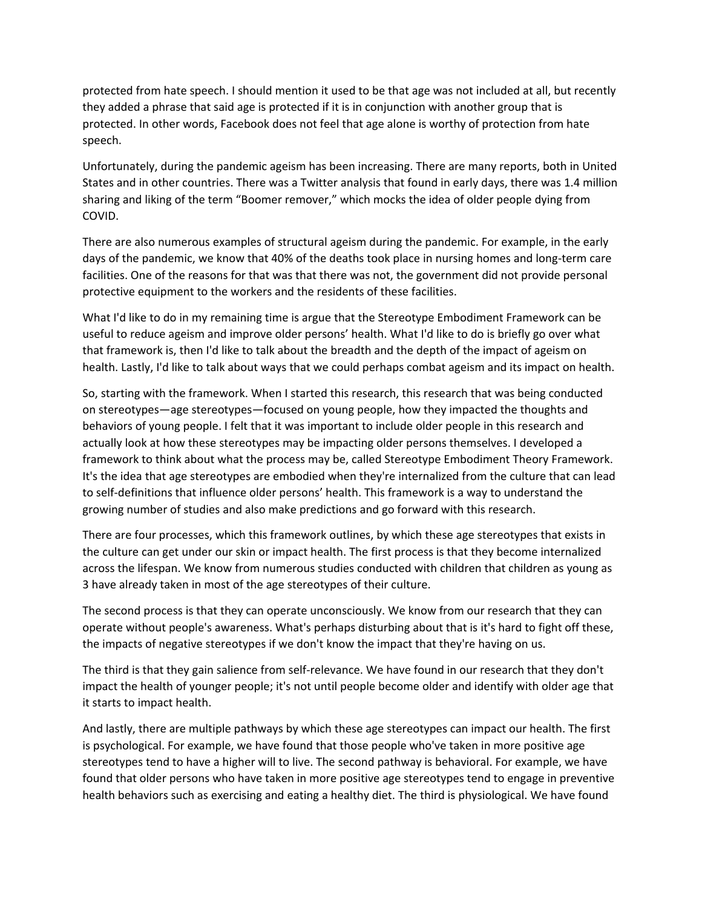protected from hate speech. I should mention it used to be that age was not included at all, but recently they added a phrase that said age is protected if it is in conjunction with another group that is protected. In other words, Facebook does not feel that age alone is worthy of protection from hate speech.

Unfortunately, during the pandemic ageism has been increasing. There are many reports, both in United States and in other countries. There was a Twitter analysis that found in early days, there was 1.4 million sharing and liking of the term "Boomer remover," which mocks the idea of older people dying from COVID.

There are also numerous examples of structural ageism during the pandemic. For example, in the early days of the pandemic, we know that 40% of the deaths took place in nursing homes and long-term care facilities. One of the reasons for that was that there was not, the government did not provide personal protective equipment to the workers and the residents of these facilities.

What I'd like to do in my remaining time is argue that the Stereotype Embodiment Framework can be useful to reduce ageism and improve older persons' health. What I'd like to do is briefly go over what that framework is, then I'd like to talk about the breadth and the depth of the impact of ageism on health. Lastly, I'd like to talk about ways that we could perhaps combat ageism and its impact on health.

So, starting with the framework. When I started this research, this research that was being conducted on stereotypes—age stereotypes—focused on young people, how they impacted the thoughts and behaviors of young people. I felt that it was important to include older people in this research and actually look at how these stereotypes may be impacting older persons themselves. I developed a framework to think about what the process may be, called Stereotype Embodiment Theory Framework. It's the idea that age stereotypes are embodied when they're internalized from the culture that can lead to self-definitions that influence older persons' health. This framework is a way to understand the growing number of studies and also make predictions and go forward with this research.

There are four processes, which this framework outlines, by which these age stereotypes that exists in the culture can get under our skin or impact health. The first process is that they become internalized across the lifespan. We know from numerous studies conducted with children that children as young as 3 have already taken in most of the age stereotypes of their culture.

The second process is that they can operate unconsciously. We know from our research that they can operate without people's awareness. What's perhaps disturbing about that is it's hard to fight off these, the impacts of negative stereotypes if we don't know the impact that they're having on us.

The third is that they gain salience from self-relevance. We have found in our research that they don't impact the health of younger people; it's not until people become older and identify with older age that it starts to impact health.

And lastly, there are multiple pathways by which these age stereotypes can impact our health. The first is psychological. For example, we have found that those people who've taken in more positive age stereotypes tend to have a higher will to live. The second pathway is behavioral. For example, we have found that older persons who have taken in more positive age stereotypes tend to engage in preventive health behaviors such as exercising and eating a healthy diet. The third is physiological. We have found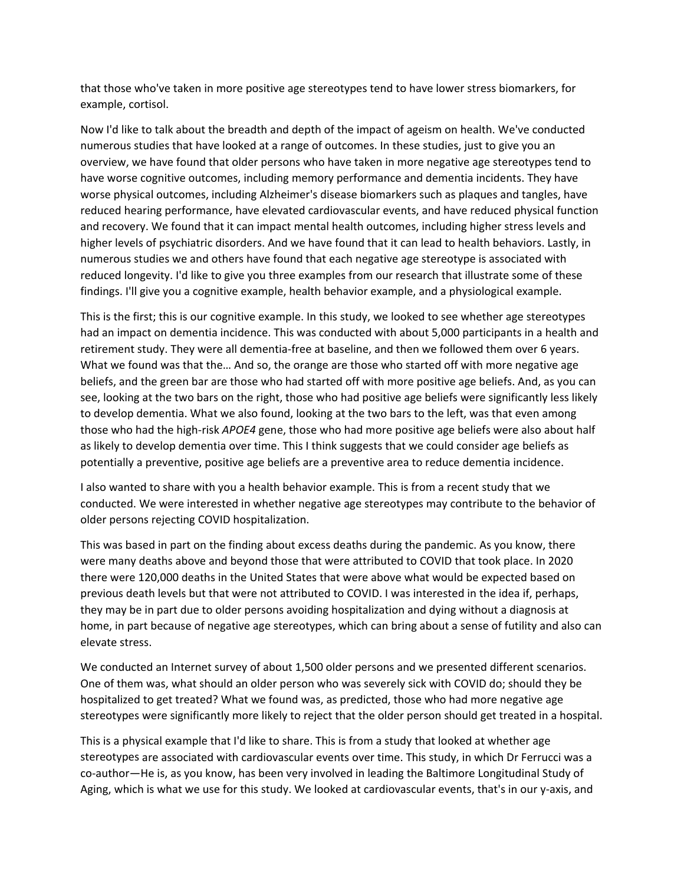that those who've taken in more positive age stereotypes tend to have lower stress biomarkers, for example, cortisol.

Now I'd like to talk about the breadth and depth of the impact of ageism on health. We've conducted numerous studies that have looked at a range of outcomes. In these studies, just to give you an overview, we have found that older persons who have taken in more negative age stereotypes tend to have worse cognitive outcomes, including memory performance and dementia incidents. They have worse physical outcomes, including Alzheimer's disease biomarkers such as plaques and tangles, have reduced hearing performance, have elevated cardiovascular events, and have reduced physical function and recovery. We found that it can impact mental health outcomes, including higher stress levels and higher levels of psychiatric disorders. And we have found that it can lead to health behaviors. Lastly, in numerous studies we and others have found that each negative age stereotype is associated with reduced longevity. I'd like to give you three examples from our research that illustrate some of these findings. I'll give you a cognitive example, health behavior example, and a physiological example.

This is the first; this is our cognitive example. In this study, we looked to see whether age stereotypes had an impact on dementia incidence. This was conducted with about 5,000 participants in a health and retirement study. They were all dementia-free at baseline, and then we followed them over 6 years. What we found was that the… And so, the orange are those who started off with more negative age beliefs, and the green bar are those who had started off with more positive age beliefs. And, as you can see, looking at the two bars on the right, those who had positive age beliefs were significantly less likely to develop dementia. What we also found, looking at the two bars to the left, was that even among those who had the high-risk *APOE4* gene, those who had more positive age beliefs were also about half as likely to develop dementia over time. This I think suggests that we could consider age beliefs as potentially a preventive, positive age beliefs are a preventive area to reduce dementia incidence.

I also wanted to share with you a health behavior example. This is from a recent study that we conducted. We were interested in whether negative age stereotypes may contribute to the behavior of older persons rejecting COVID hospitalization.

This was based in part on the finding about excess deaths during the pandemic. As you know, there were many deaths above and beyond those that were attributed to COVID that took place. In 2020 there were 120,000 deaths in the United States that were above what would be expected based on previous death levels but that were not attributed to COVID. I was interested in the idea if, perhaps, they may be in part due to older persons avoiding hospitalization and dying without a diagnosis at home, in part because of negative age stereotypes, which can bring about a sense of futility and also can elevate stress.

We conducted an Internet survey of about 1,500 older persons and we presented different scenarios. One of them was, what should an older person who was severely sick with COVID do; should they be hospitalized to get treated? What we found was, as predicted, those who had more negative age stereotypes were significantly more likely to reject that the older person should get treated in a hospital.

This is a physical example that I'd like to share. This is from a study that looked at whether age stereotypes are associated with cardiovascular events over time. This study, in which Dr Ferrucci was a co-author—He is, as you know, has been very involved in leading the Baltimore Longitudinal Study of Aging, which is what we use for this study. We looked at cardiovascular events, that's in our y-axis, and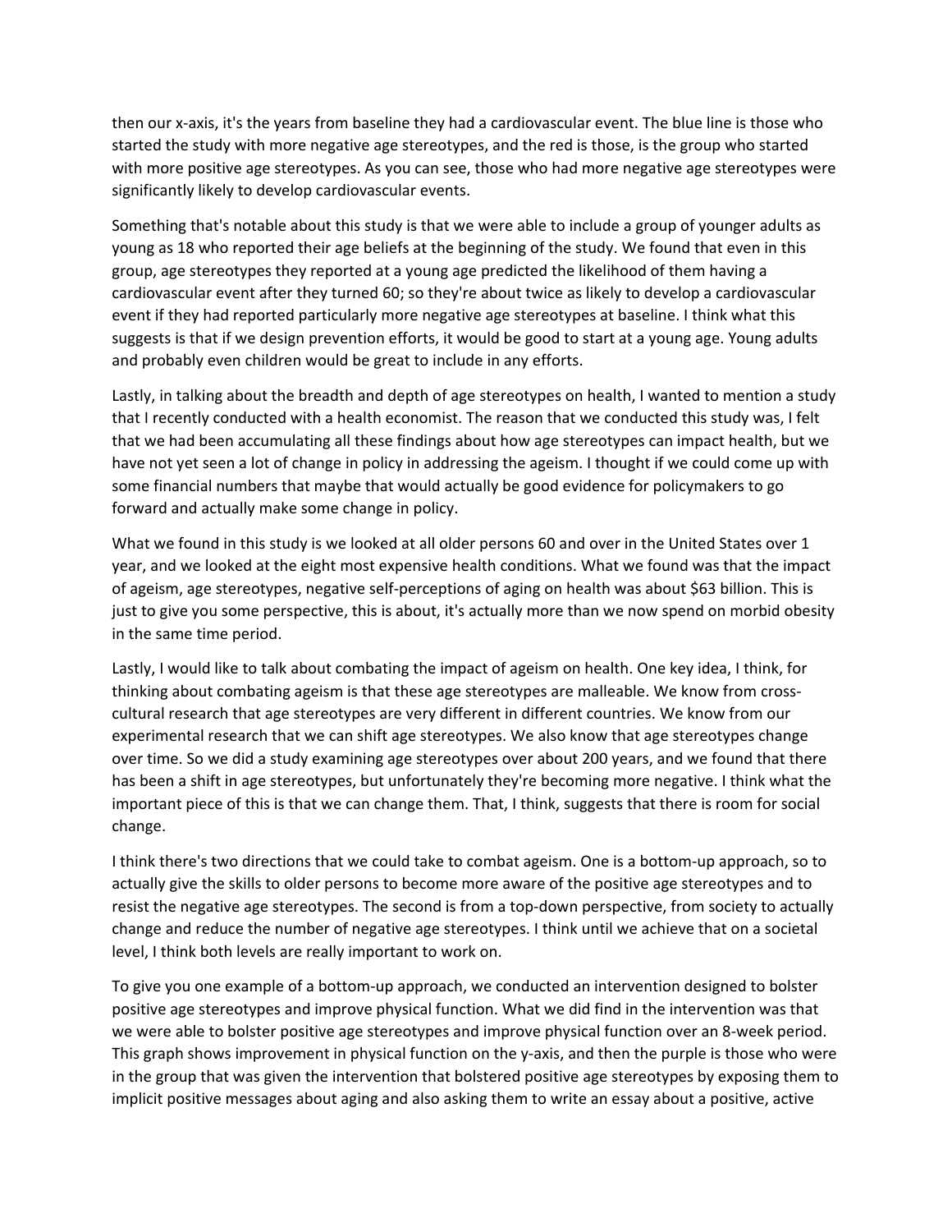then our x-axis, it's the years from baseline they had a cardiovascular event. The blue line is those who started the study with more negative age stereotypes, and the red is those, is the group who started with more positive age stereotypes. As you can see, those who had more negative age stereotypes were significantly likely to develop cardiovascular events.

Something that's notable about this study is that we were able to include a group of younger adults as young as 18 who reported their age beliefs at the beginning of the study. We found that even in this group, age stereotypes they reported at a young age predicted the likelihood of them having a cardiovascular event after they turned 60; so they're about twice as likely to develop a cardiovascular event if they had reported particularly more negative age stereotypes at baseline. I think what this suggests is that if we design prevention efforts, it would be good to start at a young age. Young adults and probably even children would be great to include in any efforts.

Lastly, in talking about the breadth and depth of age stereotypes on health, I wanted to mention a study that I recently conducted with a health economist. The reason that we conducted this study was, I felt that we had been accumulating all these findings about how age stereotypes can impact health, but we have not yet seen a lot of change in policy in addressing the ageism. I thought if we could come up with some financial numbers that maybe that would actually be good evidence for policymakers to go forward and actually make some change in policy.

What we found in this study is we looked at all older persons 60 and over in the United States over 1 year, and we looked at the eight most expensive health conditions. What we found was that the impact of ageism, age stereotypes, negative self-perceptions of aging on health was about $63 billion. This is just to give you some perspective, this is about, it's actually more than we now spend on morbid obesity in the same time period.

Lastly, I would like to talk about combating the impact of ageism on health. One key idea, I think, for thinking about combating ageism is that these age stereotypes are malleable. We know from cross-cultural research that age stereotypes are very different in different countries. We know from our experimental research that we can shift age stereotypes. We also know that age stereotypes change over time. So we did a study examining age stereotypes over about 200 years, and we found that there has been a shift in age stereotypes, but unfortunately they're becoming more negative. I think what the important piece of this is that we can change them. That, I think, suggests that there is room for social change.

I think there's two directions that we could take to combat ageism. One is a bottom-up approach, so to actually give the skills to older persons to become more aware of the positive age stereotypes and to resist the negative age stereotypes. The second is from a top-down perspective, from society to actually change and reduce the number of negative age stereotypes. I think until we achieve that on a societal level, I think both levels are really important to work on.

To give you one example of a bottom-up approach, we conducted an intervention designed to bolster positive age stereotypes and improve physical function. What we did find in the intervention was that we were able to bolster positive age stereotypes and improve physical function over an 8-week period. This graph shows improvement in physical function on the y-axis, and then the purple is those who were in the group that was given the intervention that bolstered positive age stereotypes by exposing them to implicit positive messages about aging and also asking them to write an essay about a positive, active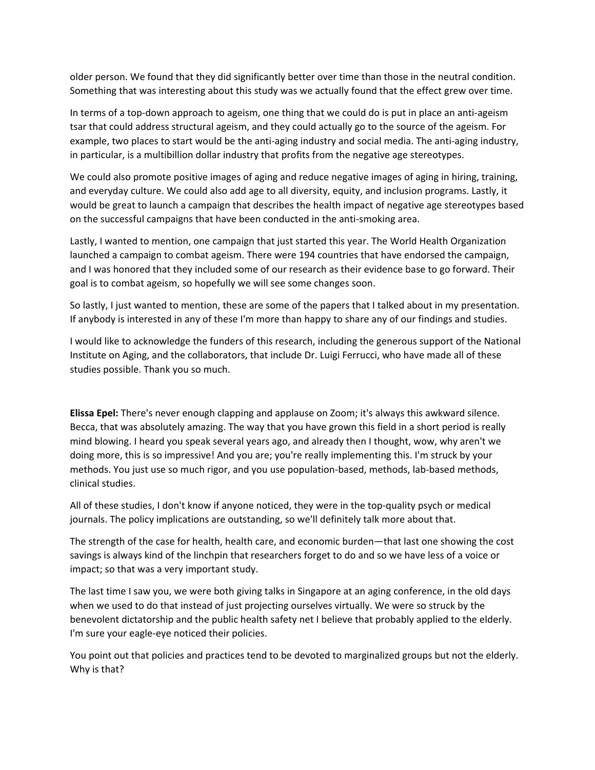older person. We found that they did significantly better over time than those in the neutral condition. Something that was interesting about this study was we actually found that the effect grew over time.

In terms of a top-down approach to ageism, one thing that we could do is put in place an anti-ageism tsar that could address structural ageism, and they could actually go to the source of the ageism. For example, two places to start would be the anti-aging industry and social media. The anti-aging industry, in particular, is a multibillion dollar industry that profits from the negative age stereotypes.

We could also promote positive images of aging and reduce negative images of aging in hiring, training, and everyday culture. We could also add age to all diversity, equity, and inclusion programs. Lastly, it would be great to launch a campaign that describes the health impact of negative age stereotypes based on the successful campaigns that have been conducted in the anti-smoking area.

Lastly, I wanted to mention, one campaign that just started this year. The World Health Organization launched a campaign to combat ageism. There were 194 countries that have endorsed the campaign, and I was honored that they included some of our research as their evidence base to go forward. Their goal is to combat ageism, so hopefully we will see some changes soon.

So lastly, I just wanted to mention, these are some of the papers that I talked about in my presentation. If anybody is interested in any of these I'm more than happy to share any of our findings and studies.

I would like to acknowledge the funders of this research, including the generous support of the National Institute on Aging, and the collaborators, that include Dr. Luigi Ferrucci, who have made all of these studies possible. Thank you so much.

**Elissa Epel:** There's never enough clapping and applause on Zoom; it's always this awkward silence. Becca, that was absolutely amazing. The way that you have grown this field in a short period is really mind blowing. I heard you speak several years ago, and already then I thought, wow, why aren't we doing more, this is so impressive! And you are; you're really implementing this. I'm struck by your methods. You just use so much rigor, and you use population-based, methods, lab-based methods, clinical studies.

All of these studies, I don't know if anyone noticed, they were in the top-quality psych or medical journals. The policy implications are outstanding, so we'll definitely talk more about that.

The strength of the case for health, health care, and economic burden—that last one showing the cost savings is always kind of the linchpin that researchers forget to do and so we have less of a voice or impact; so that was a very important study.

The last time I saw you, we were both giving talks in Singapore at an aging conference, in the old days when we used to do that instead of just projecting ourselves virtually. We were so struck by the benevolent dictatorship and the public health safety net I believe that probably applied to the elderly. I'm sure your eagle-eye noticed their policies.

You point out that policies and practices tend to be devoted to marginalized groups but not the elderly. Why is that?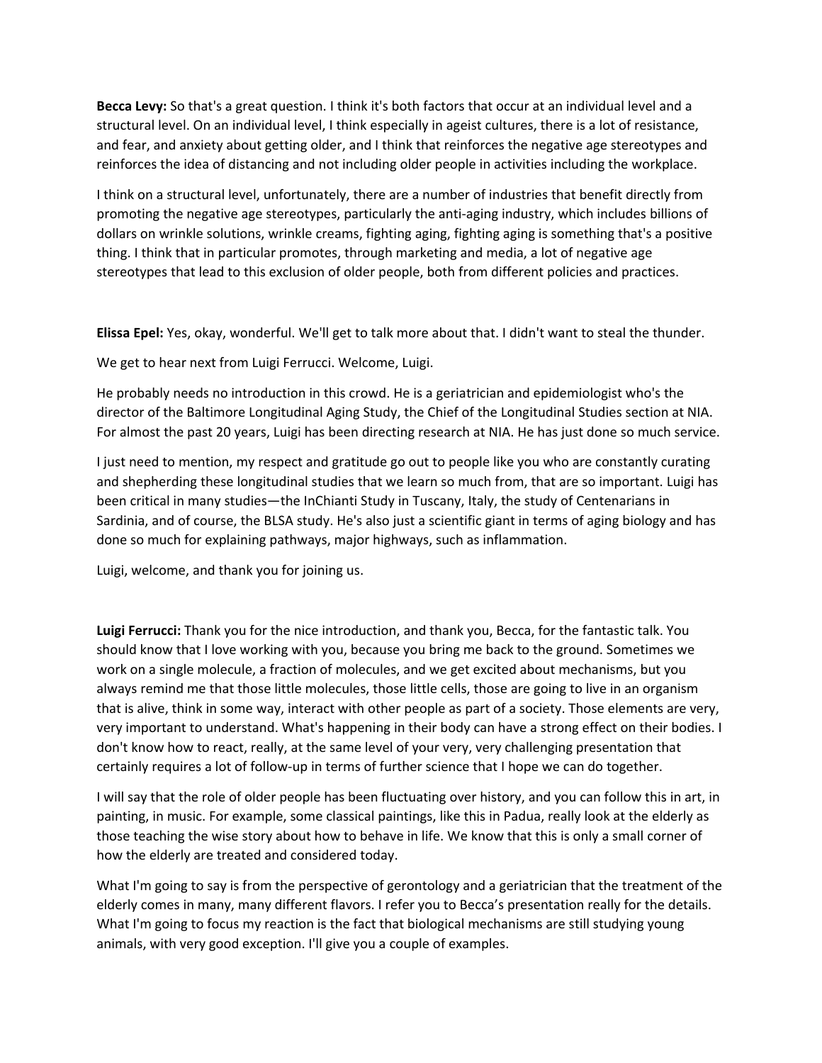**Becca Levy:** So that's a great question. I think it's both factors that occur at an individual level and a structural level. On an individual level, I think especially in ageist cultures, there is a lot of resistance, and fear, and anxiety about getting older, and I think that reinforces the negative age stereotypes and reinforces the idea of distancing and not including older people in activities including the workplace.

I think on a structural level, unfortunately, there are a number of industries that benefit directly from promoting the negative age stereotypes, particularly the anti-aging industry, which includes billions of dollars on wrinkle solutions, wrinkle creams, fighting aging, fighting aging is something that's a positive thing. I think that in particular promotes, through marketing and media, a lot of negative age stereotypes that lead to this exclusion of older people, both from different policies and practices.

**Elissa Epel:** Yes, okay, wonderful. We'll get to talk more about that. I didn't want to steal the thunder.

We get to hear next from Luigi Ferrucci. Welcome, Luigi.

He probably needs no introduction in this crowd. He is a geriatrician and epidemiologist who's the director of the Baltimore Longitudinal Aging Study, the Chief of the Longitudinal Studies section at NIA. For almost the past 20 years, Luigi has been directing research at NIA. He has just done so much service.

I just need to mention, my respect and gratitude go out to people like you who are constantly curating and shepherding these longitudinal studies that we learn so much from, that are so important. Luigi has been critical in many studies—the InChianti Study in Tuscany, Italy, the study of Centenarians in Sardinia, and of course, the BLSA study. He's also just a scientific giant in terms of aging biology and has done so much for explaining pathways, major highways, such as inflammation.

Luigi, welcome, and thank you for joining us.

**Luigi Ferrucci:** Thank you for the nice introduction, and thank you, Becca, for the fantastic talk. You should know that I love working with you, because you bring me back to the ground. Sometimes we work on a single molecule, a fraction of molecules, and we get excited about mechanisms, but you always remind me that those little molecules, those little cells, those are going to live in an organism that is alive, think in some way, interact with other people as part of a society. Those elements are very, very important to understand. What's happening in their body can have a strong effect on their bodies. I don't know how to react, really, at the same level of your very, very challenging presentation that certainly requires a lot of follow-up in terms of further science that I hope we can do together.

I will say that the role of older people has been fluctuating over history, and you can follow this in art, in painting, in music. For example, some classical paintings, like this in Padua, really look at the elderly as those teaching the wise story about how to behave in life. We know that this is only a small corner of how the elderly are treated and considered today.

What I'm going to say is from the perspective of gerontology and a geriatrician that the treatment of the elderly comes in many, many different flavors. I refer you to Becca's presentation really for the details. What I'm going to focus my reaction is the fact that biological mechanisms are still studying young animals, with very good exception. I'll give you a couple of examples.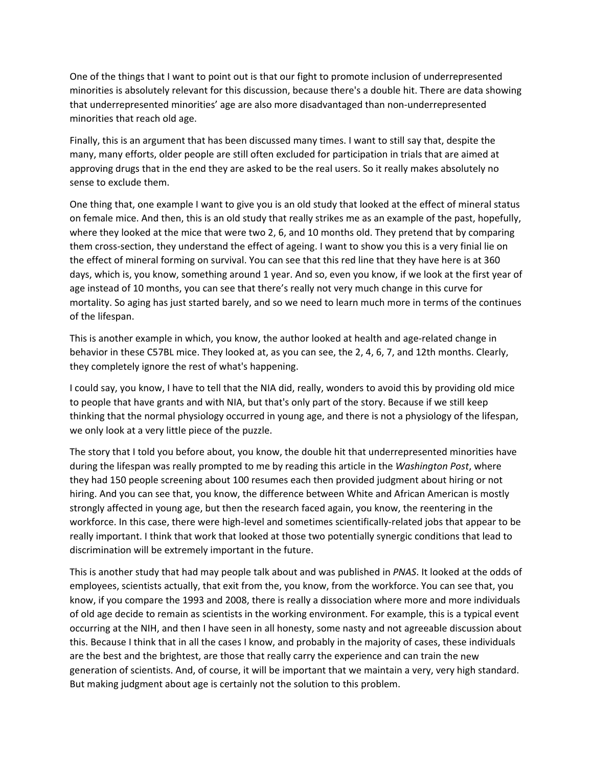One of the things that I want to point out is that our fight to promote inclusion of underrepresented minorities is absolutely relevant for this discussion, because there's a double hit. There are data showing that underrepresented minorities' age are also more disadvantaged than non-underrepresented minorities that reach old age.

Finally, this is an argument that has been discussed many times. I want to still say that, despite the many, many efforts, older people are still often excluded for participation in trials that are aimed at approving drugs that in the end they are asked to be the real users. So it really makes absolutely no sense to exclude them.

One thing that, one example I want to give you is an old study that looked at the effect of mineral status on female mice. And then, this is an old study that really strikes me as an example of the past, hopefully, where they looked at the mice that were two 2, 6, and 10 months old. They pretend that by comparing them cross-section, they understand the effect of ageing. I want to show you this is a very finial lie on the effect of mineral forming on survival. You can see that this red line that they have here is at 360 days, which is, you know, something around 1 year. And so, even you know, if we look at the first year of age instead of 10 months, you can see that there's really not very much change in this curve for mortality. So aging has just started barely, and so we need to learn much more in terms of the continues of the lifespan.

This is another example in which, you know, the author looked at health and age-related change in behavior in these C57BL mice. They looked at, as you can see, the 2, 4, 6, 7, and 12th months. Clearly, they completely ignore the rest of what's happening.

I could say, you know, I have to tell that the NIA did, really, wonders to avoid this by providing old mice to people that have grants and with NIA, but that's only part of the story. Because if we still keep thinking that the normal physiology occurred in young age, and there is not a physiology of the lifespan, we only look at a very little piece of the puzzle.

The story that I told you before about, you know, the double hit that underrepresented minorities have during the lifespan was really prompted to me by reading this article in the *Washington Post*, where they had 150 people screening about 100 resumes each then provided judgment about hiring or not hiring. And you can see that, you know, the difference between White and African American is mostly strongly affected in young age, but then the research faced again, you know, the reentering in the workforce. In this case, there were high-level and sometimes scientifically-related jobs that appear to be really important. I think that work that looked at those two potentially synergic conditions that lead to discrimination will be extremely important in the future.

This is another study that had may people talk about and was published in *PNAS*. It looked at the odds of employees, scientists actually, that exit from the, you know, from the workforce. You can see that, you know, if you compare the 1993 and 2008, there is really a dissociation where more and more individuals of old age decide to remain as scientists in the working environment. For example, this is a typical event occurring at the NIH, and then I have seen in all honesty, some nasty and not agreeable discussion about this. Because I think that in all the cases I know, and probably in the majority of cases, these individuals are the best and the brightest, are those that really carry the experience and can train the new generation of scientists. And, of course, it will be important that we maintain a very, very high standard. But making judgment about age is certainly not the solution to this problem.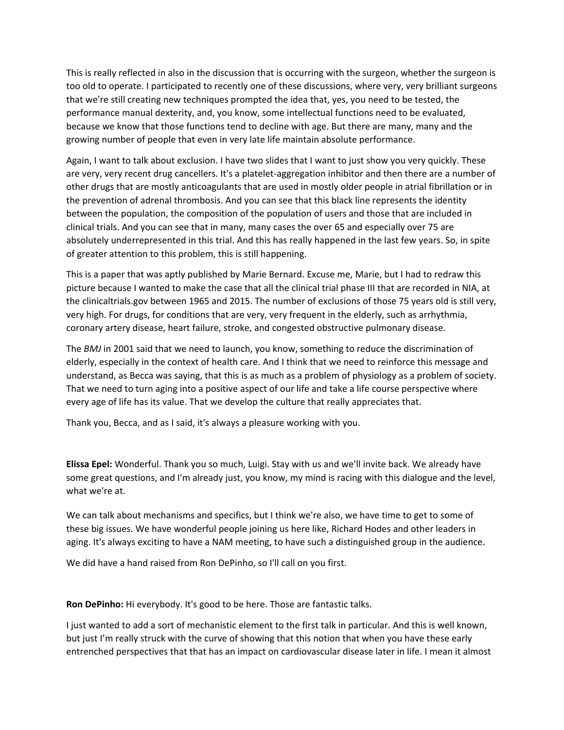This is really reflected in also in the discussion that is occurring with the surgeon, whether the surgeon is too old to operate. I participated to recently one of these discussions, where very, very brilliant surgeons that we're still creating new techniques prompted the idea that, yes, you need to be tested, the performance manual dexterity, and, you know, some intellectual functions need to be evaluated, because we know that those functions tend to decline with age. But there are many, many and the growing number of people that even in very late life maintain absolute performance.

Again, I want to talk about exclusion. I have two slides that I want to just show you very quickly. These are very, very recent drug cancellers. It's a platelet-aggregation inhibitor and then there are a number of other drugs that are mostly anticoagulants that are used in mostly older people in atrial fibrillation or in the prevention of adrenal thrombosis. And you can see that this black line represents the identity between the population, the composition of the population of users and those that are included in clinical trials. And you can see that in many, many cases the over 65 and especially over 75 are absolutely underrepresented in this trial. And this has really happened in the last few years. So, in spite of greater attention to this problem, this is still happening.

This is a paper that was aptly published by Marie Bernard. Excuse me, Marie, but I had to redraw this picture because I wanted to make the case that all the clinical trial phase III that are recorded in NIA, at the clinicaltrials.gov between 1965 and 2015. The number of exclusions of those 75 years old is still very, very high. For drugs, for conditions that are very, very frequent in the elderly, such as arrhythmia, coronary artery disease, heart failure, stroke, and congested obstructive pulmonary disease.

The *BMJ* in 2001 said that we need to launch, you know, something to reduce the discrimination of elderly, especially in the context of health care. And I think that we need to reinforce this message and understand, as Becca was saying, that this is as much as a problem of physiology as a problem of society. That we need to turn aging into a positive aspect of our life and take a life course perspective where every age of life has its value. That we develop the culture that really appreciates that.

Thank you, Becca, and as I said, it's always a pleasure working with you.

**Elissa Epel:** Wonderful. Thank you so much, Luigi. Stay with us and we'll invite back. We already have some great questions, and I'm already just, you know, my mind is racing with this dialogue and the level, what we're at.

We can talk about mechanisms and specifics, but I think we're also, we have time to get to some of these big issues. We have wonderful people joining us here like, Richard Hodes and other leaders in aging. It's always exciting to have a NAM meeting, to have such a distinguished group in the audience.

We did have a hand raised from Ron DePinho, so I'll call on you first.

**Ron DePinho:** Hi everybody. It's good to be here. Those are fantastic talks.

I just wanted to add a sort of mechanistic element to the first talk in particular. And this is well known, but just I'm really struck with the curve of showing that this notion that when you have these early entrenched perspectives that that has an impact on cardiovascular disease later in life. I mean it almost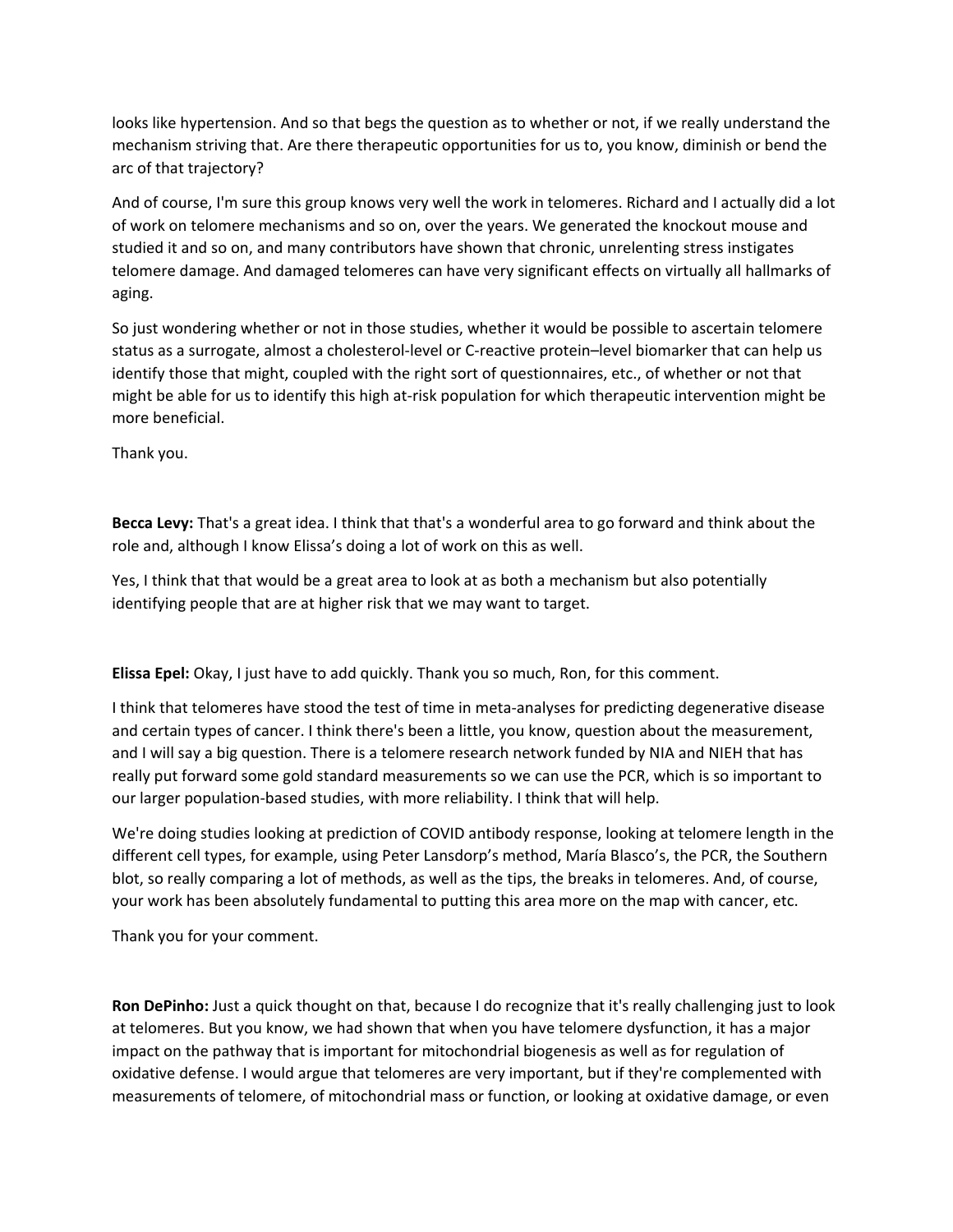looks like hypertension. And so that begs the question as to whether or not, if we really understand the mechanism striving that. Are there therapeutic opportunities for us to, you know, diminish or bend the arc of that trajectory?

And of course, I'm sure this group knows very well the work in telomeres. Richard and I actually did a lot of work on telomere mechanisms and so on, over the years. We generated the knockout mouse and studied it and so on, and many contributors have shown that chronic, unrelenting stress instigates telomere damage. And damaged telomeres can have very significant effects on virtually all hallmarks of aging.

So just wondering whether or not in those studies, whether it would be possible to ascertain telomere status as a surrogate, almost a cholesterol-level or C-reactive protein–level biomarker that can help us identify those that might, coupled with the right sort of questionnaires, etc., of whether or not that might be able for us to identify this high at-risk population for which therapeutic intervention might be more beneficial.

Thank you.

**Becca Levy:** That's a great idea. I think that that's a wonderful area to go forward and think about the role and, although I know Elissa's doing a lot of work on this as well.

Yes, I think that that would be a great area to look at as both a mechanism but also potentially identifying people that are at higher risk that we may want to target.

**Elissa Epel:** Okay, I just have to add quickly. Thank you so much, Ron, for this comment.

I think that telomeres have stood the test of time in meta-analyses for predicting degenerative disease and certain types of cancer. I think there's been a little, you know, question about the measurement, and I will say a big question. There is a telomere research network funded by NIA and NIEH that has really put forward some gold standard measurements so we can use the PCR, which is so important to our larger population-based studies, with more reliability. I think that will help.

We're doing studies looking at prediction of COVID antibody response, looking at telomere length in the different cell types, for example, using Peter Lansdorp's method, María Blasco's, the PCR, the Southern blot, so really comparing a lot of methods, as well as the tips, the breaks in telomeres. And, of course, your work has been absolutely fundamental to putting this area more on the map with cancer, etc.

Thank you for your comment.

**Ron DePinho:** Just a quick thought on that, because I do recognize that it's really challenging just to look at telomeres. But you know, we had shown that when you have telomere dysfunction, it has a major impact on the pathway that is important for mitochondrial biogenesis as well as for regulation of oxidative defense. I would argue that telomeres are very important, but if they're complemented with measurements of telomere, of mitochondrial mass or function, or looking at oxidative damage, or even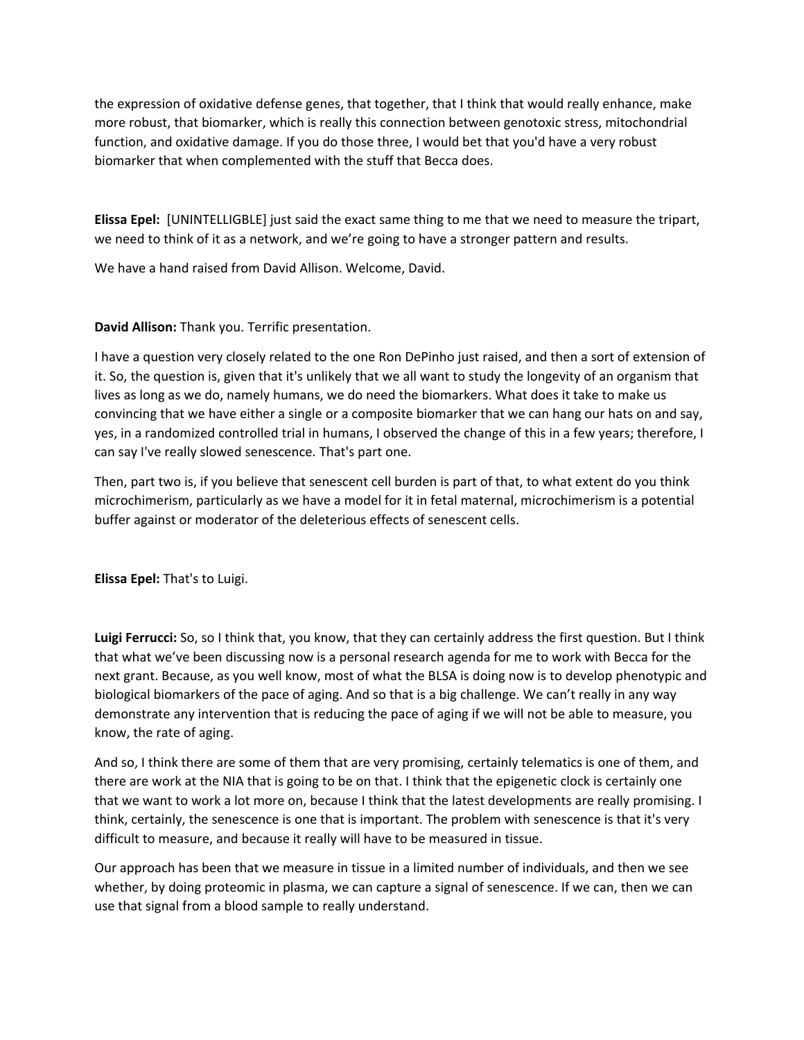the expression of oxidative defense genes, that together, that I think that would really enhance, make more robust, that biomarker, which is really this connection between genotoxic stress, mitochondrial function, and oxidative damage. If you do those three, I would bet that you'd have a very robust biomarker that when complemented with the stuff that Becca does.

**Elissa Epel:** [UNINTELLIGBLE] just said the exact same thing to me that we need to measure the tripart, we need to think of it as a network, and we're going to have a stronger pattern and results.

We have a hand raised from David Allison. Welcome, David.

**David Allison:** Thank you. Terrific presentation.

I have a question very closely related to the one Ron DePinho just raised, and then a sort of extension of it. So, the question is, given that it's unlikely that we all want to study the longevity of an organism that lives as long as we do, namely humans, we do need the biomarkers. What does it take to make us convincing that we have either a single or a composite biomarker that we can hang our hats on and say, yes, in a randomized controlled trial in humans, I observed the change of this in a few years; therefore, I can say I've really slowed senescence. That's part one.

Then, part two is, if you believe that senescent cell burden is part of that, to what extent do you think microchimerism, particularly as we have a model for it in fetal maternal, microchimerism is a potential buffer against or moderator of the deleterious effects of senescent cells.

**Elissa Epel:** That's to Luigi.

**Luigi Ferrucci:** So, so I think that, you know, that they can certainly address the first question. But I think that what we've been discussing now is a personal research agenda for me to work with Becca for the next grant. Because, as you well know, most of what the BLSA is doing now is to develop phenotypic and biological biomarkers of the pace of aging. And so that is a big challenge. We can't really in any way demonstrate any intervention that is reducing the pace of aging if we will not be able to measure, you know, the rate of aging.

And so, I think there are some of them that are very promising, certainly telematics is one of them, and there are work at the NIA that is going to be on that. I think that the epigenetic clock is certainly one that we want to work a lot more on, because I think that the latest developments are really promising. I think, certainly, the senescence is one that is important. The problem with senescence is that it's very difficult to measure, and because it really will have to be measured in tissue.

Our approach has been that we measure in tissue in a limited number of individuals, and then we see whether, by doing proteomic in plasma, we can capture a signal of senescence. If we can, then we can use that signal from a blood sample to really understand.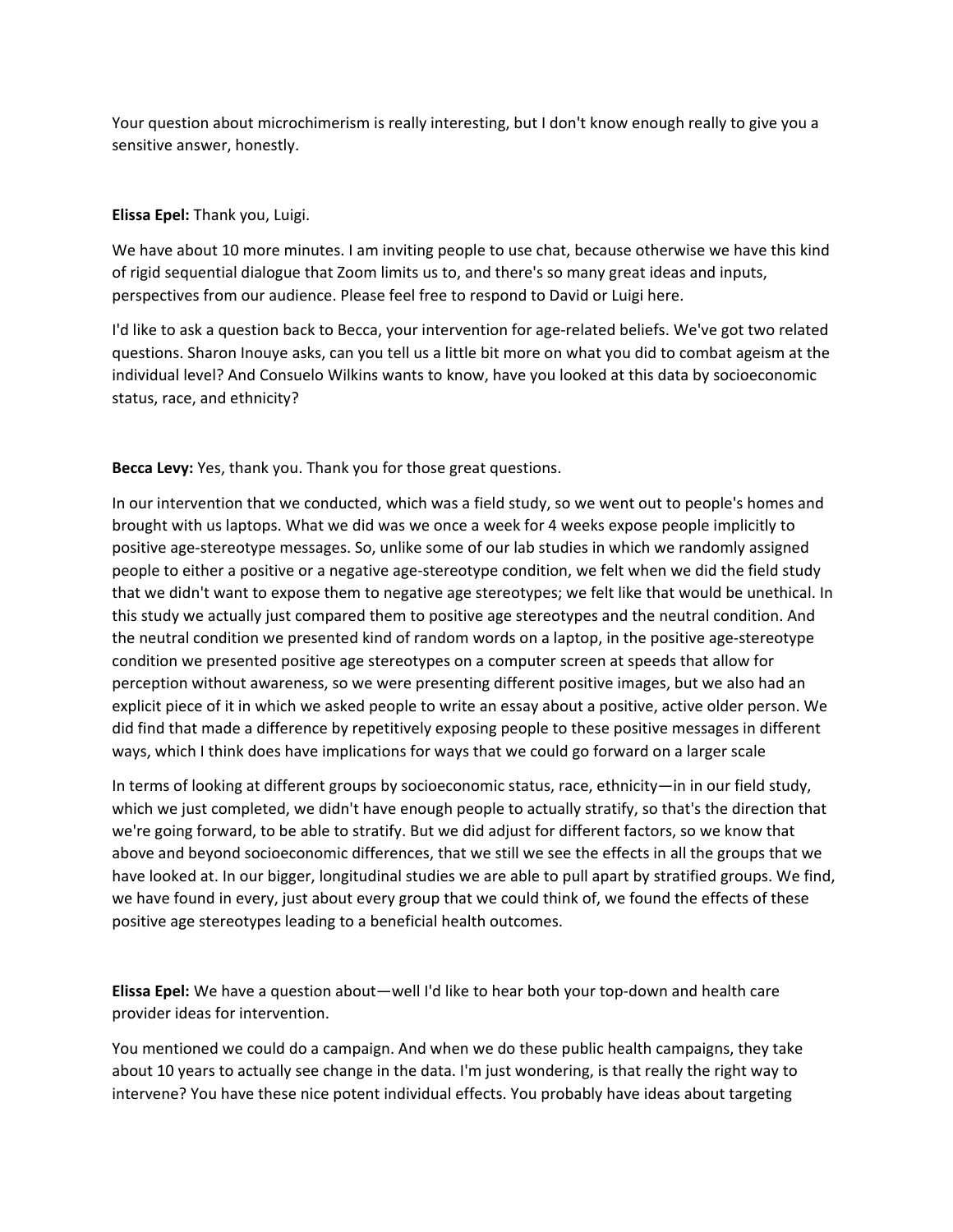Your question about microchimerism is really interesting, but I don't know enough really to give you a sensitive answer, honestly.

**Elissa Epel:** Thank you, Luigi.

We have about 10 more minutes. I am inviting people to use chat, because otherwise we have this kind of rigid sequential dialogue that Zoom limits us to, and there's so many great ideas and inputs, perspectives from our audience. Please feel free to respond to David or Luigi here.

I'd like to ask a question back to Becca, your intervention for age-related beliefs. We've got two related questions. Sharon Inouye asks, can you tell us a little bit more on what you did to combat ageism at the individual level? And Consuelo Wilkins wants to know, have you looked at this data by socioeconomic status, race, and ethnicity?

**Becca Levy:** Yes, thank you. Thank you for those great questions.

In our intervention that we conducted, which was a field study, so we went out to people's homes and brought with us laptops. What we did was we once a week for 4 weeks expose people implicitly to positive age-stereotype messages. So, unlike some of our lab studies in which we randomly assigned people to either a positive or a negative age-stereotype condition, we felt when we did the field study that we didn't want to expose them to negative age stereotypes; we felt like that would be unethical. In this study we actually just compared them to positive age stereotypes and the neutral condition. And the neutral condition we presented kind of random words on a laptop, in the positive age-stereotype condition we presented positive age stereotypes on a computer screen at speeds that allow for perception without awareness, so we were presenting different positive images, but we also had an explicit piece of it in which we asked people to write an essay about a positive, active older person. We did find that made a difference by repetitively exposing people to these positive messages in different ways, which I think does have implications for ways that we could go forward on a larger scale

In terms of looking at different groups by socioeconomic status, race, ethnicity—in in our field study, which we just completed, we didn't have enough people to actually stratify, so that's the direction that we're going forward, to be able to stratify. But we did adjust for different factors, so we know that above and beyond socioeconomic differences, that we still we see the effects in all the groups that we have looked at. In our bigger, longitudinal studies we are able to pull apart by stratified groups. We find, we have found in every, just about every group that we could think of, we found the effects of these positive age stereotypes leading to a beneficial health outcomes.

**Elissa Epel:** We have a question about—well I'd like to hear both your top-down and health care provider ideas for intervention.

You mentioned we could do a campaign. And when we do these public health campaigns, they take about 10 years to actually see change in the data. I'm just wondering, is that really the right way to intervene? You have these nice potent individual effects. You probably have ideas about targeting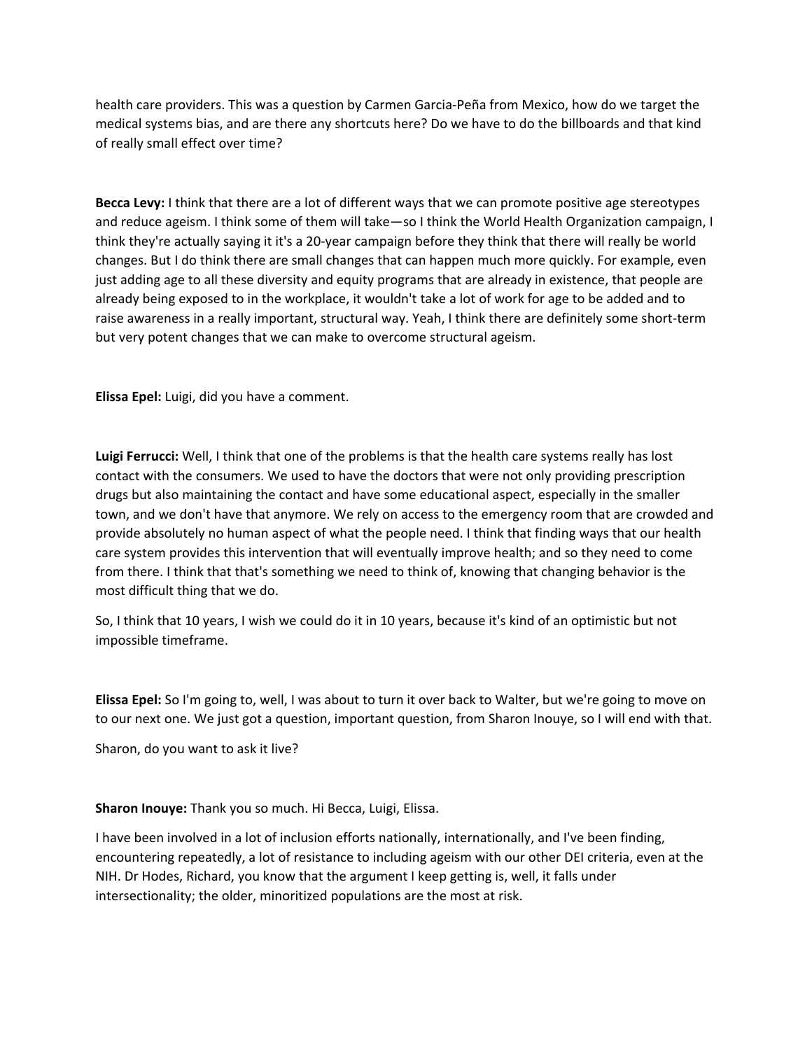health care providers. This was a question by Carmen Garcia-Peña from Mexico, how do we target the medical systems bias, and are there any shortcuts here? Do we have to do the billboards and that kind of really small effect over time?

**Becca Levy:** I think that there are a lot of different ways that we can promote positive age stereotypes and reduce ageism. I think some of them will take—so I think the World Health Organization campaign, I think they're actually saying it it's a 20-year campaign before they think that there will really be world changes. But I do think there are small changes that can happen much more quickly. For example, even just adding age to all these diversity and equity programs that are already in existence, that people are already being exposed to in the workplace, it wouldn't take a lot of work for age to be added and to raise awareness in a really important, structural way. Yeah, I think there are definitely some short-term but very potent changes that we can make to overcome structural ageism.

**Elissa Epel:** Luigi, did you have a comment.

**Luigi Ferrucci:** Well, I think that one of the problems is that the health care systems really has lost contact with the consumers. We used to have the doctors that were not only providing prescription drugs but also maintaining the contact and have some educational aspect, especially in the smaller town, and we don't have that anymore. We rely on access to the emergency room that are crowded and provide absolutely no human aspect of what the people need. I think that finding ways that our health care system provides this intervention that will eventually improve health; and so they need to come from there. I think that that's something we need to think of, knowing that changing behavior is the most difficult thing that we do.

So, I think that 10 years, I wish we could do it in 10 years, because it's kind of an optimistic but not impossible timeframe.

**Elissa Epel:** So I'm going to, well, I was about to turn it over back to Walter, but we're going to move on to our next one. We just got a question, important question, from Sharon Inouye, so I will end with that.

Sharon, do you want to ask it live?

**Sharon Inouye:** Thank you so much. Hi Becca, Luigi, Elissa.

I have been involved in a lot of inclusion efforts nationally, internationally, and I've been finding, encountering repeatedly, a lot of resistance to including ageism with our other DEI criteria, even at the NIH. Dr Hodes, Richard, you know that the argument I keep getting is, well, it falls under intersectionality; the older, minoritized populations are the most at risk.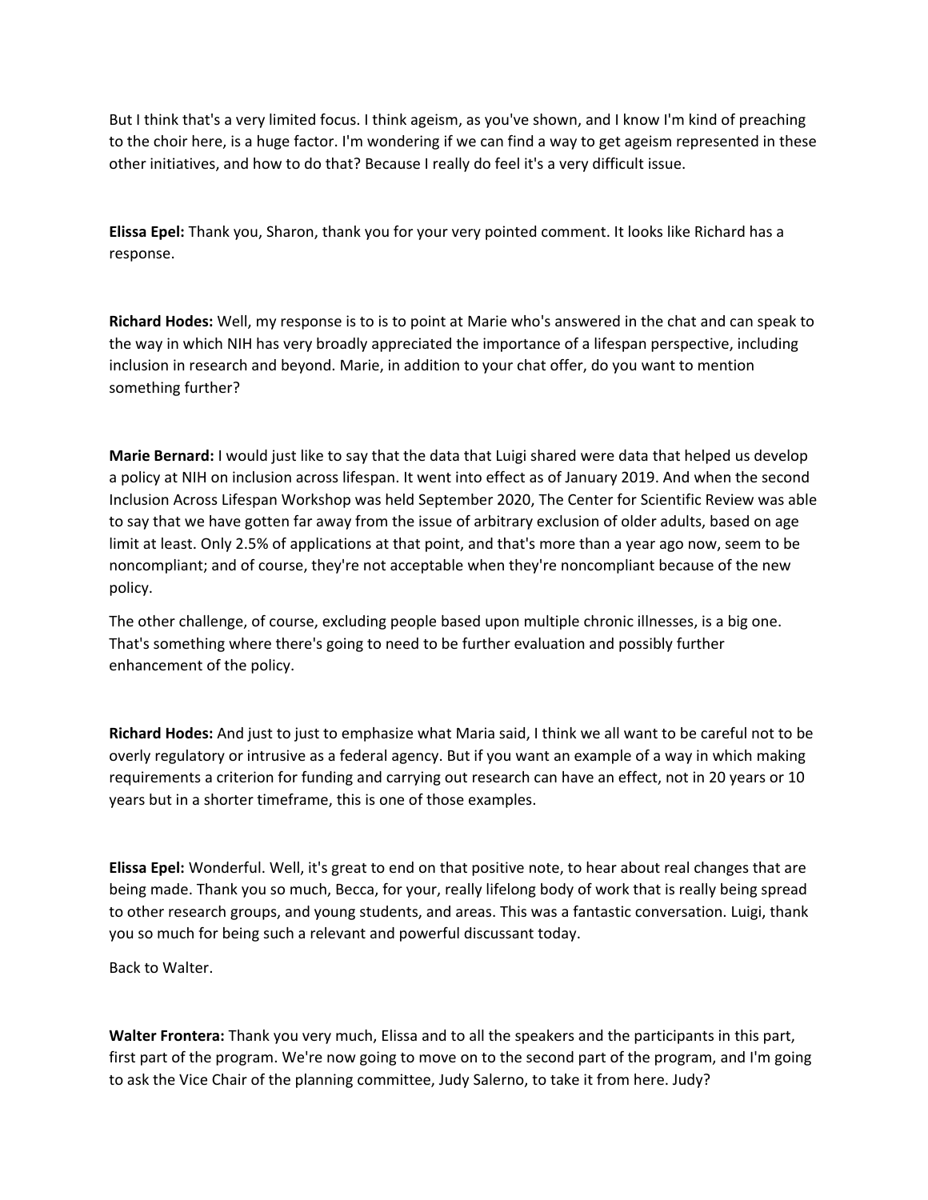But I think that's a very limited focus. I think ageism, as you've shown, and I know I'm kind of preaching to the choir here, is a huge factor. I'm wondering if we can find a way to get ageism represented in these other initiatives, and how to do that? Because I really do feel it's a very difficult issue.

**Elissa Epel:** Thank you, Sharon, thank you for your very pointed comment. It looks like Richard has a response.

**Richard Hodes:** Well, my response is to is to point at Marie who's answered in the chat and can speak to the way in which NIH has very broadly appreciated the importance of a lifespan perspective, including inclusion in research and beyond. Marie, in addition to your chat offer, do you want to mention something further?

**Marie Bernard:** I would just like to say that the data that Luigi shared were data that helped us develop a policy at NIH on inclusion across lifespan. It went into effect as of January 2019. And when the second Inclusion Across Lifespan Workshop was held September 2020, The Center for Scientific Review was able to say that we have gotten far away from the issue of arbitrary exclusion of older adults, based on age limit at least. Only 2.5% of applications at that point, and that's more than a year ago now, seem to be noncompliant; and of course, they're not acceptable when they're noncompliant because of the new policy.

The other challenge, of course, excluding people based upon multiple chronic illnesses, is a big one. That's something where there's going to need to be further evaluation and possibly further enhancement of the policy.

**Richard Hodes:** And just to just to emphasize what Maria said, I think we all want to be careful not to be overly regulatory or intrusive as a federal agency. But if you want an example of a way in which making requirements a criterion for funding and carrying out research can have an effect, not in 20 years or 10 years but in a shorter timeframe, this is one of those examples.

**Elissa Epel:** Wonderful. Well, it's great to end on that positive note, to hear about real changes that are being made. Thank you so much, Becca, for your, really lifelong body of work that is really being spread to other research groups, and young students, and areas. This was a fantastic conversation. Luigi, thank you so much for being such a relevant and powerful discussant today.

Back to Walter.

**Walter Frontera:** Thank you very much, Elissa and to all the speakers and the participants in this part, first part of the program. We're now going to move on to the second part of the program, and I'm going to ask the Vice Chair of the planning committee, Judy Salerno, to take it from here. Judy?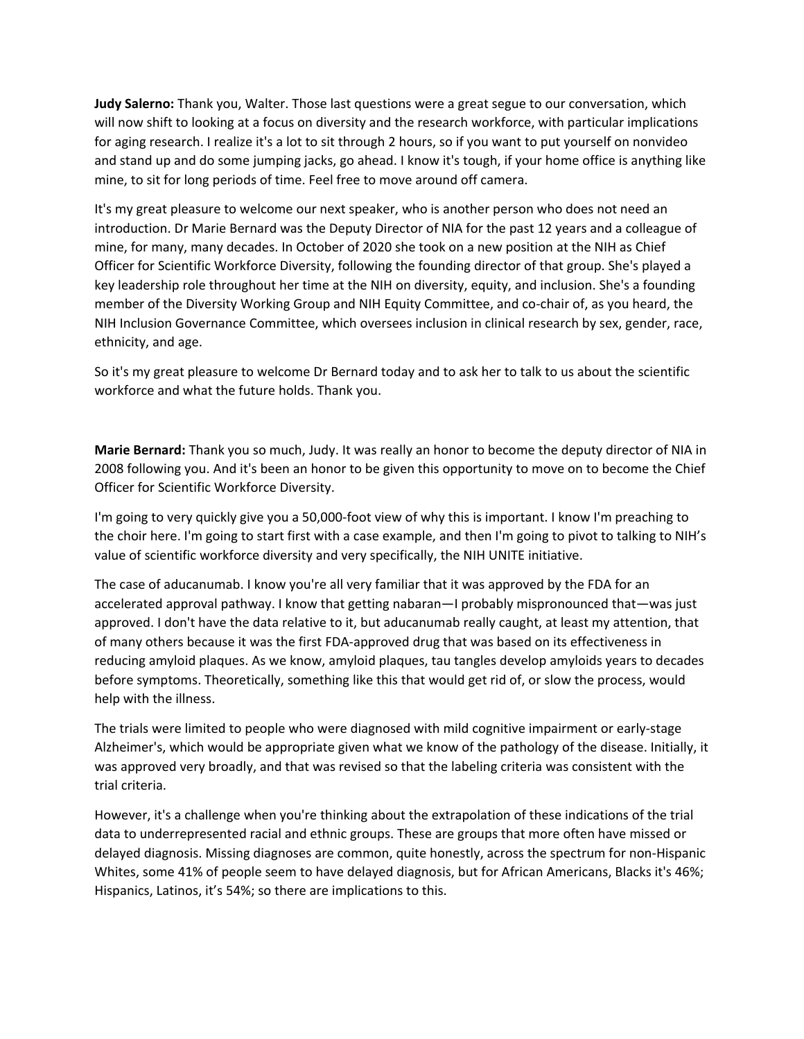**Judy Salerno:** Thank you, Walter. Those last questions were a great segue to our conversation, which will now shift to looking at a focus on diversity and the research workforce, with particular implications for aging research. I realize it's a lot to sit through 2 hours, so if you want to put yourself on nonvideo and stand up and do some jumping jacks, go ahead. I know it's tough, if your home office is anything like mine, to sit for long periods of time. Feel free to move around off camera.

It's my great pleasure to welcome our next speaker, who is another person who does not need an introduction. Dr Marie Bernard was the Deputy Director of NIA for the past 12 years and a colleague of mine, for many, many decades. In October of 2020 she took on a new position at the NIH as Chief Officer for Scientific Workforce Diversity, following the founding director of that group. She's played a key leadership role throughout her time at the NIH on diversity, equity, and inclusion. She's a founding member of the Diversity Working Group and NIH Equity Committee, and co-chair of, as you heard, the NIH Inclusion Governance Committee, which oversees inclusion in clinical research by sex, gender, race, ethnicity, and age.

So it's my great pleasure to welcome Dr Bernard today and to ask her to talk to us about the scientific workforce and what the future holds. Thank you.

**Marie Bernard:** Thank you so much, Judy. It was really an honor to become the deputy director of NIA in 2008 following you. And it's been an honor to be given this opportunity to move on to become the Chief Officer for Scientific Workforce Diversity.

I'm going to very quickly give you a 50,000-foot view of why this is important. I know I'm preaching to the choir here. I'm going to start first with a case example, and then I'm going to pivot to talking to NIH's value of scientific workforce diversity and very specifically, the NIH UNITE initiative.

The case of aducanumab. I know you're all very familiar that it was approved by the FDA for an accelerated approval pathway. I know that getting nabaran—I probably mispronounced that—was just approved. I don't have the data relative to it, but aducanumab really caught, at least my attention, that of many others because it was the first FDA-approved drug that was based on its effectiveness in reducing amyloid plaques. As we know, amyloid plaques, tau tangles develop amyloids years to decades before symptoms. Theoretically, something like this that would get rid of, or slow the process, would help with the illness.

The trials were limited to people who were diagnosed with mild cognitive impairment or early-stage Alzheimer's, which would be appropriate given what we know of the pathology of the disease. Initially, it was approved very broadly, and that was revised so that the labeling criteria was consistent with the trial criteria.

However, it's a challenge when you're thinking about the extrapolation of these indications of the trial data to underrepresented racial and ethnic groups. These are groups that more often have missed or delayed diagnosis. Missing diagnoses are common, quite honestly, across the spectrum for non-Hispanic Whites, some 41% of people seem to have delayed diagnosis, but for African Americans, Blacks it's 46%; Hispanics, Latinos, it's 54%; so there are implications to this.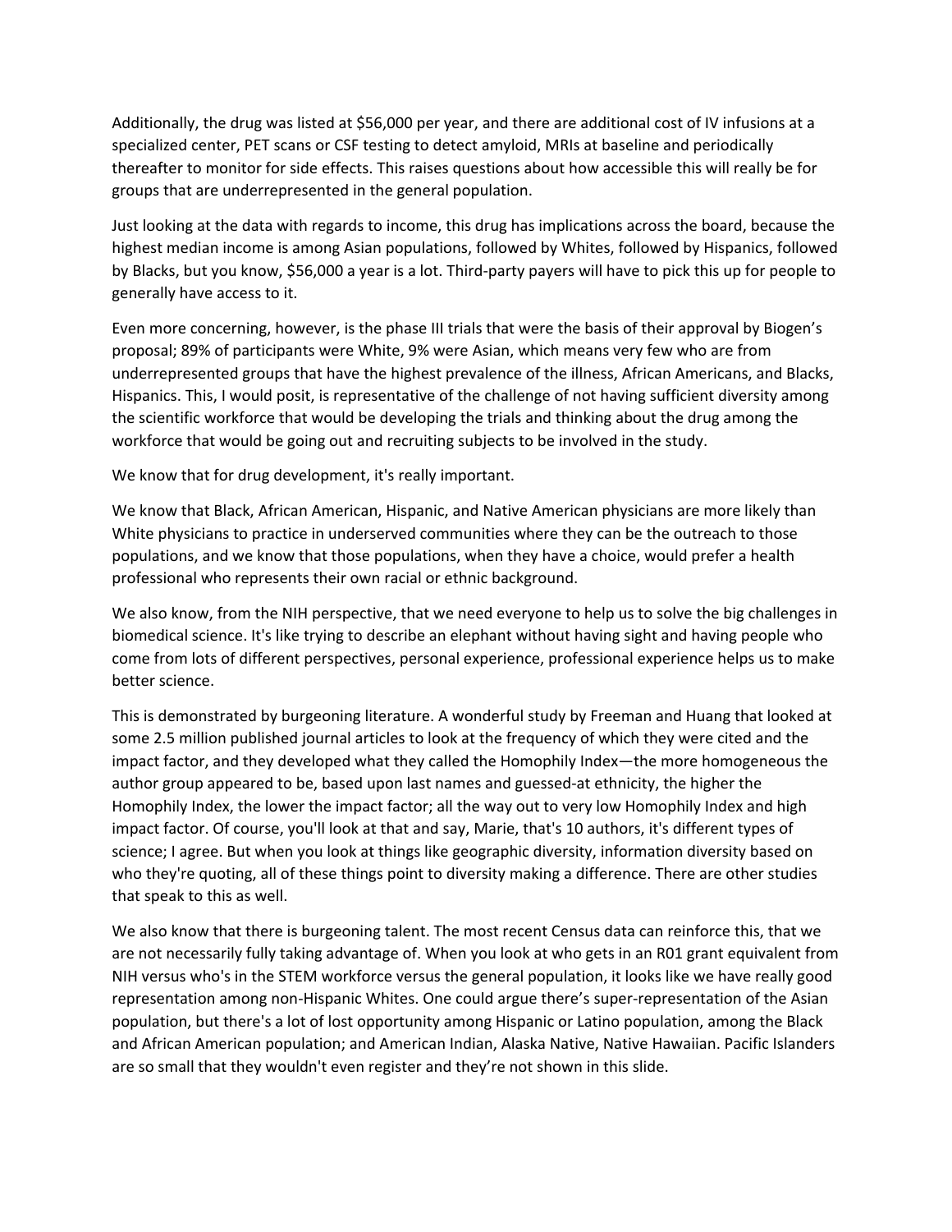Additionally, the drug was listed at $56,000 per year, and there are additional cost of IV infusions at a specialized center, PET scans or CSF testing to detect amyloid, MRIs at baseline and periodically thereafter to monitor for side effects. This raises questions about how accessible this will really be for groups that are underrepresented in the general population.

Just looking at the data with regards to income, this drug has implications across the board, because the highest median income is among Asian populations, followed by Whites, followed by Hispanics, followed by Blacks, but you know, $56,000 a year is a lot. Third-party payers will have to pick this up for people to generally have access to it.

Even more concerning, however, is the phase III trials that were the basis of their approval by Biogen's proposal; 89% of participants were White, 9% were Asian, which means very few who are from underrepresented groups that have the highest prevalence of the illness, African Americans, and Blacks, Hispanics. This, I would posit, is representative of the challenge of not having sufficient diversity among the scientific workforce that would be developing the trials and thinking about the drug among the workforce that would be going out and recruiting subjects to be involved in the study.

We know that for drug development, it's really important.

We know that Black, African American, Hispanic, and Native American physicians are more likely than White physicians to practice in underserved communities where they can be the outreach to those populations, and we know that those populations, when they have a choice, would prefer a health professional who represents their own racial or ethnic background.

We also know, from the NIH perspective, that we need everyone to help us to solve the big challenges in biomedical science. It's like trying to describe an elephant without having sight and having people who come from lots of different perspectives, personal experience, professional experience helps us to make better science.

This is demonstrated by burgeoning literature. A wonderful study by Freeman and Huang that looked at some 2.5 million published journal articles to look at the frequency of which they were cited and the impact factor, and they developed what they called the Homophily Index—the more homogeneous the author group appeared to be, based upon last names and guessed-at ethnicity, the higher the Homophily Index, the lower the impact factor; all the way out to very low Homophily Index and high impact factor. Of course, you'll look at that and say, Marie, that's 10 authors, it's different types of science; I agree. But when you look at things like geographic diversity, information diversity based on who they're quoting, all of these things point to diversity making a difference. There are other studies that speak to this as well.

We also know that there is burgeoning talent. The most recent Census data can reinforce this, that we are not necessarily fully taking advantage of. When you look at who gets in an R01 grant equivalent from NIH versus who's in the STEM workforce versus the general population, it looks like we have really good representation among non-Hispanic Whites. One could argue there's super-representation of the Asian population, but there's a lot of lost opportunity among Hispanic or Latino population, among the Black and African American population; and American Indian, Alaska Native, Native Hawaiian. Pacific Islanders are so small that they wouldn't even register and they're not shown in this slide.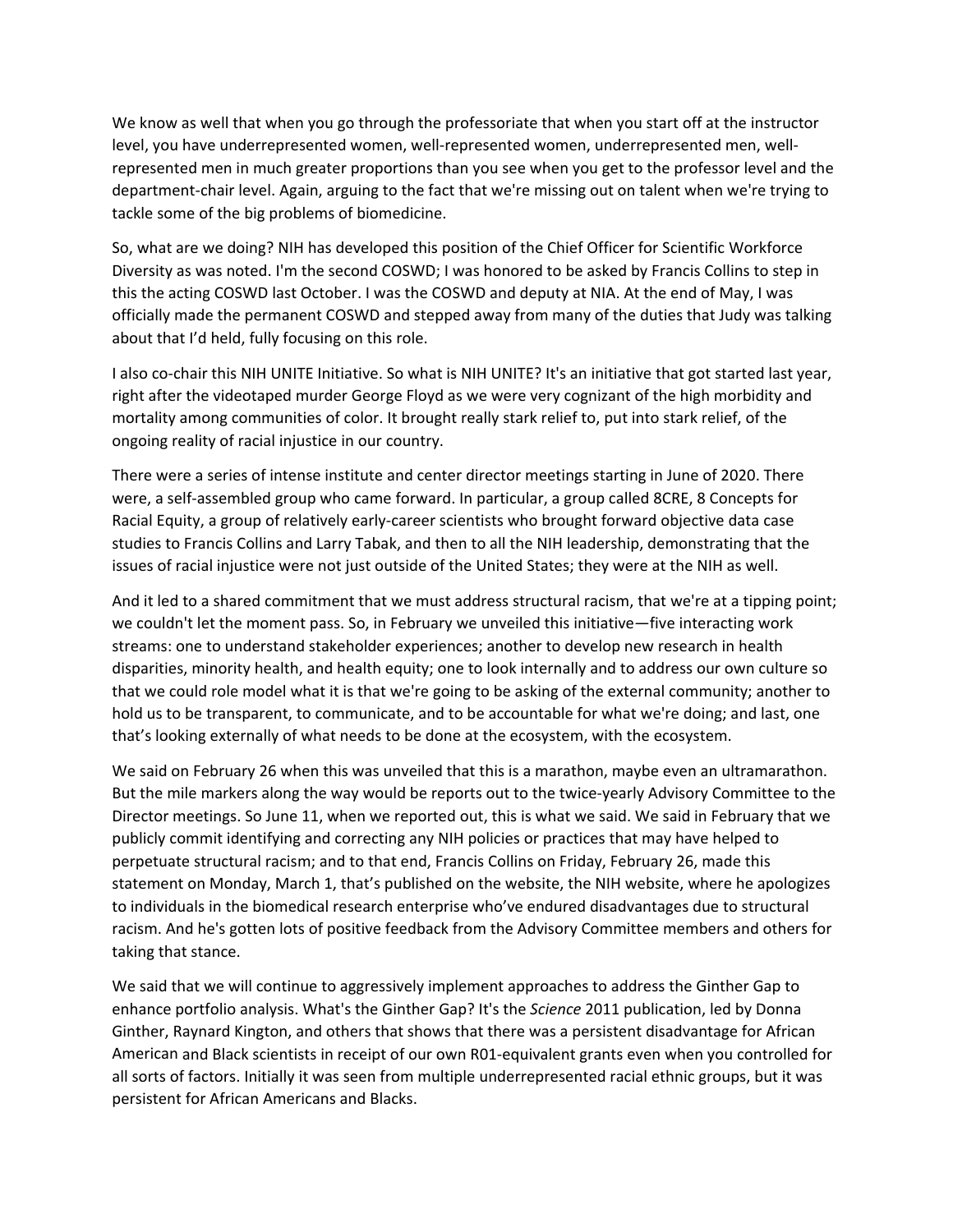We know as well that when you go through the professoriate that when you start off at the instructor level, you have underrepresented women, well-represented women, underrepresented men, well-represented men in much greater proportions than you see when you get to the professor level and the department-chair level. Again, arguing to the fact that we're missing out on talent when we're trying to tackle some of the big problems of biomedicine.

So, what are we doing? NIH has developed this position of the Chief Officer for Scientific Workforce Diversity as was noted. I'm the second COSWD; I was honored to be asked by Francis Collins to step in this the acting COSWD last October. I was the COSWD and deputy at NIA. At the end of May, I was officially made the permanent COSWD and stepped away from many of the duties that Judy was talking about that I'd held, fully focusing on this role.

I also co-chair this NIH UNITE Initiative. So what is NIH UNITE? It's an initiative that got started last year, right after the videotaped murder George Floyd as we were very cognizant of the high morbidity and mortality among communities of color. It brought really stark relief to, put into stark relief, of the ongoing reality of racial injustice in our country.

There were a series of intense institute and center director meetings starting in June of 2020. There were, a self-assembled group who came forward. In particular, a group called 8CRE, 8 Concepts for Racial Equity, a group of relatively early-career scientists who brought forward objective data case studies to Francis Collins and Larry Tabak, and then to all the NIH leadership, demonstrating that the issues of racial injustice were not just outside of the United States; they were at the NIH as well.

And it led to a shared commitment that we must address structural racism, that we're at a tipping point; we couldn't let the moment pass. So, in February we unveiled this initiative—five interacting work streams: one to understand stakeholder experiences; another to develop new research in health disparities, minority health, and health equity; one to look internally and to address our own culture so that we could role model what it is that we're going to be asking of the external community; another to hold us to be transparent, to communicate, and to be accountable for what we're doing; and last, one that's looking externally of what needs to be done at the ecosystem, with the ecosystem.

We said on February 26 when this was unveiled that this is a marathon, maybe even an ultramarathon. But the mile markers along the way would be reports out to the twice-yearly Advisory Committee to the Director meetings. So June 11, when we reported out, this is what we said. We said in February that we publicly commit identifying and correcting any NIH policies or practices that may have helped to perpetuate structural racism; and to that end, Francis Collins on Friday, February 26, made this statement on Monday, March 1, that's published on the website, the NIH website, where he apologizes to individuals in the biomedical research enterprise who've endured disadvantages due to structural racism. And he's gotten lots of positive feedback from the Advisory Committee members and others for taking that stance.

We said that we will continue to aggressively implement approaches to address the Ginther Gap to enhance portfolio analysis. What's the Ginther Gap? It's the *Science* 2011 publication, led by Donna Ginther, Raynard Kington, and others that shows that there was a persistent disadvantage for African American and Black scientists in receipt of our own R01-equivalent grants even when you controlled for all sorts of factors. Initially it was seen from multiple underrepresented racial ethnic groups, but it was persistent for African Americans and Blacks.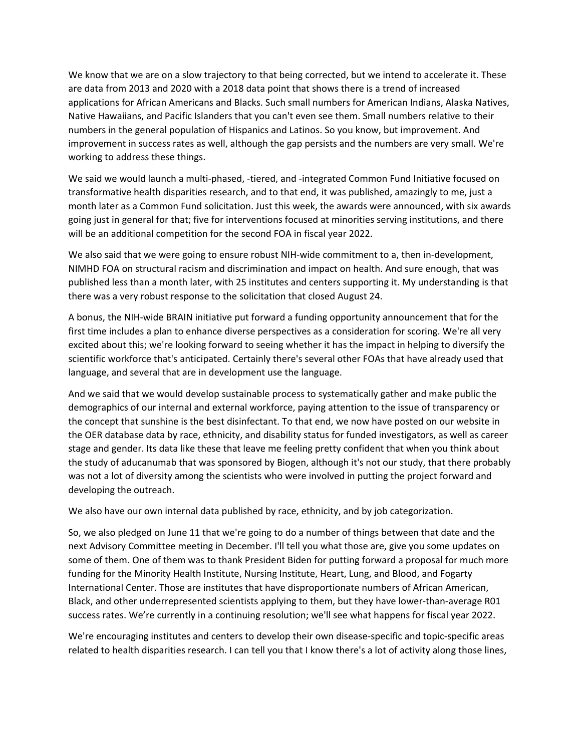We know that we are on a slow trajectory to that being corrected, but we intend to accelerate it. These are data from 2013 and 2020 with a 2018 data point that shows there is a trend of increased applications for African Americans and Blacks. Such small numbers for American Indians, Alaska Natives, Native Hawaiians, and Pacific Islanders that you can't even see them. Small numbers relative to their numbers in the general population of Hispanics and Latinos. So you know, but improvement. And improvement in success rates as well, although the gap persists and the numbers are very small. We're working to address these things.

We said we would launch a multi-phased, -tiered, and -integrated Common Fund Initiative focused on transformative health disparities research, and to that end, it was published, amazingly to me, just a month later as a Common Fund solicitation. Just this week, the awards were announced, with six awards going just in general for that; five for interventions focused at minorities serving institutions, and there will be an additional competition for the second FOA in fiscal year 2022.

We also said that we were going to ensure robust NIH-wide commitment to a, then in-development, NIMHD FOA on structural racism and discrimination and impact on health. And sure enough, that was published less than a month later, with 25 institutes and centers supporting it. My understanding is that there was a very robust response to the solicitation that closed August 24.

A bonus, the NIH-wide BRAIN initiative put forward a funding opportunity announcement that for the first time includes a plan to enhance diverse perspectives as a consideration for scoring. We're all very excited about this; we're looking forward to seeing whether it has the impact in helping to diversify the scientific workforce that's anticipated. Certainly there's several other FOAs that have already used that language, and several that are in development use the language.

And we said that we would develop sustainable process to systematically gather and make public the demographics of our internal and external workforce, paying attention to the issue of transparency or the concept that sunshine is the best disinfectant. To that end, we now have posted on our website in the OER database data by race, ethnicity, and disability status for funded investigators, as well as career stage and gender. Its data like these that leave me feeling pretty confident that when you think about the study of aducanumab that was sponsored by Biogen, although it's not our study, that there probably was not a lot of diversity among the scientists who were involved in putting the project forward and developing the outreach.

We also have our own internal data published by race, ethnicity, and by job categorization.

So, we also pledged on June 11 that we're going to do a number of things between that date and the next Advisory Committee meeting in December. I'll tell you what those are, give you some updates on some of them. One of them was to thank President Biden for putting forward a proposal for much more funding for the Minority Health Institute, Nursing Institute, Heart, Lung, and Blood, and Fogarty International Center. Those are institutes that have disproportionate numbers of African American, Black, and other underrepresented scientists applying to them, but they have lower-than-average R01 success rates. We're currently in a continuing resolution; we'll see what happens for fiscal year 2022.

We're encouraging institutes and centers to develop their own disease-specific and topic-specific areas related to health disparities research. I can tell you that I know there's a lot of activity along those lines,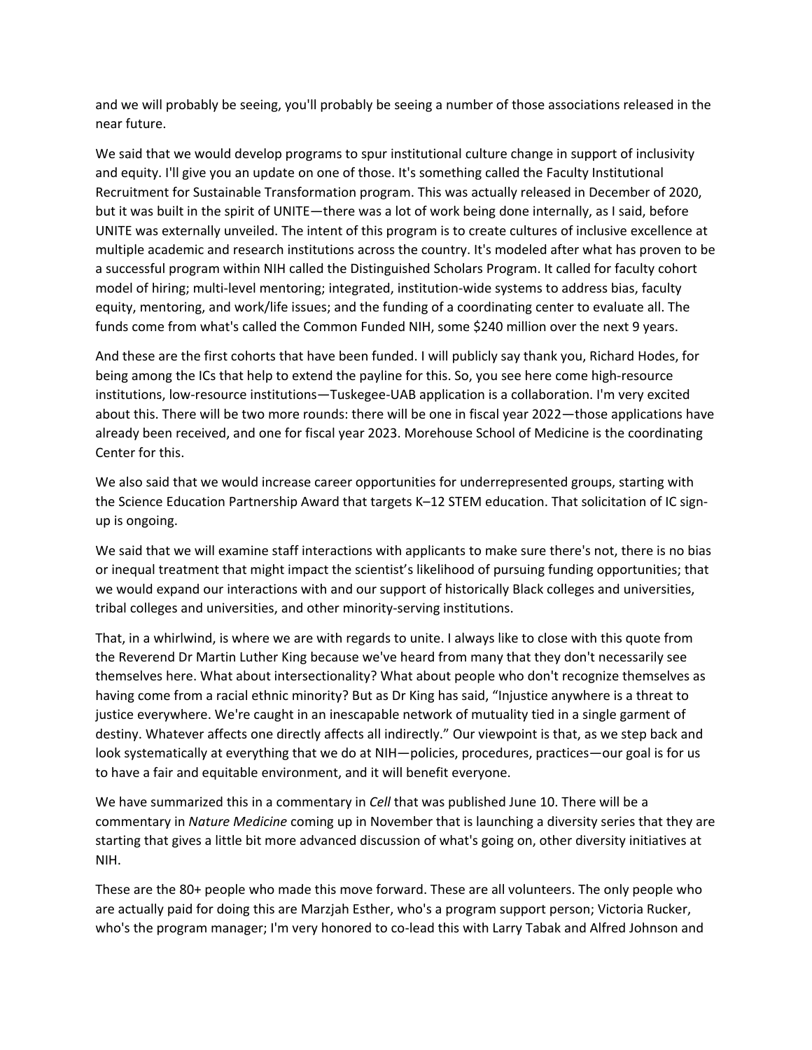and we will probably be seeing, you'll probably be seeing a number of those associations released in the near future.

We said that we would develop programs to spur institutional culture change in support of inclusivity and equity. I'll give you an update on one of those. It's something called the Faculty Institutional Recruitment for Sustainable Transformation program. This was actually released in December of 2020, but it was built in the spirit of UNITE—there was a lot of work being done internally, as I said, before UNITE was externally unveiled. The intent of this program is to create cultures of inclusive excellence at multiple academic and research institutions across the country. It's modeled after what has proven to be a successful program within NIH called the Distinguished Scholars Program. It called for faculty cohort model of hiring; multi-level mentoring; integrated, institution-wide systems to address bias, faculty equity, mentoring, and work/life issues; and the funding of a coordinating center to evaluate all. The funds come from what's called the Common Funded NIH, some $240 million over the next 9 years.

And these are the first cohorts that have been funded. I will publicly say thank you, Richard Hodes, for being among the ICs that help to extend the payline for this. So, you see here come high-resource institutions, low-resource institutions—Tuskegee-UAB application is a collaboration. I'm very excited about this. There will be two more rounds: there will be one in fiscal year 2022—those applications have already been received, and one for fiscal year 2023. Morehouse School of Medicine is the coordinating Center for this.

We also said that we would increase career opportunities for underrepresented groups, starting with the Science Education Partnership Award that targets K–12 STEM education. That solicitation of IC sign-up is ongoing.

We said that we will examine staff interactions with applicants to make sure there's not, there is no bias or inequal treatment that might impact the scientist's likelihood of pursuing funding opportunities; that we would expand our interactions with and our support of historically Black colleges and universities, tribal colleges and universities, and other minority-serving institutions.

That, in a whirlwind, is where we are with regards to unite. I always like to close with this quote from the Reverend Dr Martin Luther King because we've heard from many that they don't necessarily see themselves here. What about intersectionality? What about people who don't recognize themselves as having come from a racial ethnic minority? But as Dr King has said, "Injustice anywhere is a threat to justice everywhere. We're caught in an inescapable network of mutuality tied in a single garment of destiny. Whatever affects one directly affects all indirectly." Our viewpoint is that, as we step back and look systematically at everything that we do at NIH—policies, procedures, practices—our goal is for us to have a fair and equitable environment, and it will benefit everyone.

We have summarized this in a commentary in *Cell* that was published June 10. There will be a commentary in *Nature Medicine* coming up in November that is launching a diversity series that they are starting that gives a little bit more advanced discussion of what's going on, other diversity initiatives at NIH.

These are the 80+ people who made this move forward. These are all volunteers. The only people who are actually paid for doing this are Marzjah Esther, who's a program support person; Victoria Rucker, who's the program manager; I'm very honored to co-lead this with Larry Tabak and Alfred Johnson and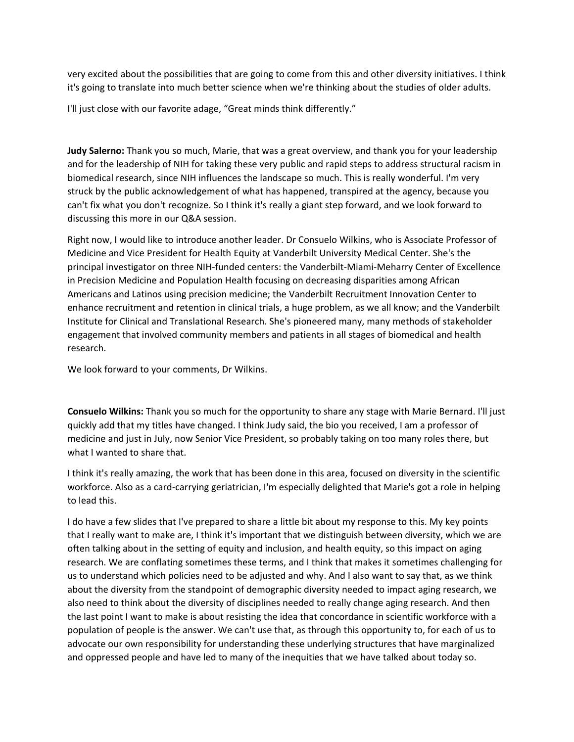very excited about the possibilities that are going to come from this and other diversity initiatives. I think it's going to translate into much better science when we're thinking about the studies of older adults.

I'll just close with our favorite adage, "Great minds think differently."

**Judy Salerno:** Thank you so much, Marie, that was a great overview, and thank you for your leadership and for the leadership of NIH for taking these very public and rapid steps to address structural racism in biomedical research, since NIH influences the landscape so much. This is really wonderful. I'm very struck by the public acknowledgement of what has happened, transpired at the agency, because you can't fix what you don't recognize. So I think it's really a giant step forward, and we look forward to discussing this more in our Q&A session.

Right now, I would like to introduce another leader. Dr Consuelo Wilkins, who is Associate Professor of Medicine and Vice President for Health Equity at Vanderbilt University Medical Center. She's the principal investigator on three NIH-funded centers: the Vanderbilt-Miami-Meharry Center of Excellence in Precision Medicine and Population Health focusing on decreasing disparities among African Americans and Latinos using precision medicine; the Vanderbilt Recruitment Innovation Center to enhance recruitment and retention in clinical trials, a huge problem, as we all know; and the Vanderbilt Institute for Clinical and Translational Research. She's pioneered many, many methods of stakeholder engagement that involved community members and patients in all stages of biomedical and health research.

We look forward to your comments, Dr Wilkins.

**Consuelo Wilkins:** Thank you so much for the opportunity to share any stage with Marie Bernard. I'll just quickly add that my titles have changed. I think Judy said, the bio you received, I am a professor of medicine and just in July, now Senior Vice President, so probably taking on too many roles there, but what I wanted to share that.

I think it's really amazing, the work that has been done in this area, focused on diversity in the scientific workforce. Also as a card-carrying geriatrician, I'm especially delighted that Marie's got a role in helping to lead this.

I do have a few slides that I've prepared to share a little bit about my response to this. My key points that I really want to make are, I think it's important that we distinguish between diversity, which we are often talking about in the setting of equity and inclusion, and health equity, so this impact on aging research. We are conflating sometimes these terms, and I think that makes it sometimes challenging for us to understand which policies need to be adjusted and why. And I also want to say that, as we think about the diversity from the standpoint of demographic diversity needed to impact aging research, we also need to think about the diversity of disciplines needed to really change aging research. And then the last point I want to make is about resisting the idea that concordance in scientific workforce with a population of people is the answer. We can't use that, as through this opportunity to, for each of us to advocate our own responsibility for understanding these underlying structures that have marginalized and oppressed people and have led to many of the inequities that we have talked about today so.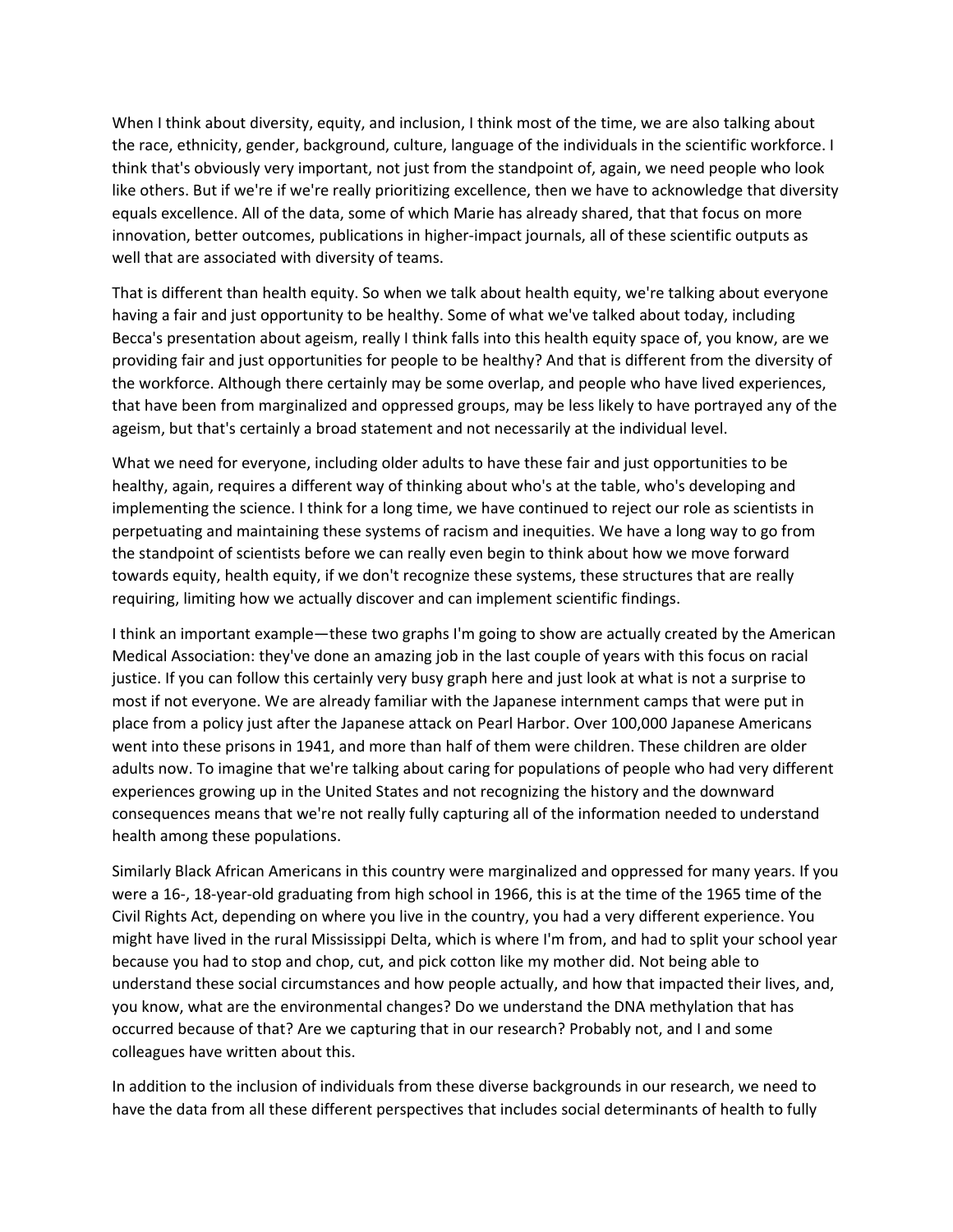When I think about diversity, equity, and inclusion, I think most of the time, we are also talking about the race, ethnicity, gender, background, culture, language of the individuals in the scientific workforce. I think that's obviously very important, not just from the standpoint of, again, we need people who look like others. But if we're if we're really prioritizing excellence, then we have to acknowledge that diversity equals excellence. All of the data, some of which Marie has already shared, that that focus on more innovation, better outcomes, publications in higher-impact journals, all of these scientific outputs as well that are associated with diversity of teams.

That is different than health equity. So when we talk about health equity, we're talking about everyone having a fair and just opportunity to be healthy. Some of what we've talked about today, including Becca's presentation about ageism, really I think falls into this health equity space of, you know, are we providing fair and just opportunities for people to be healthy? And that is different from the diversity of the workforce. Although there certainly may be some overlap, and people who have lived experiences, that have been from marginalized and oppressed groups, may be less likely to have portrayed any of the ageism, but that's certainly a broad statement and not necessarily at the individual level.

What we need for everyone, including older adults to have these fair and just opportunities to be healthy, again, requires a different way of thinking about who's at the table, who's developing and implementing the science. I think for a long time, we have continued to reject our role as scientists in perpetuating and maintaining these systems of racism and inequities. We have a long way to go from the standpoint of scientists before we can really even begin to think about how we move forward towards equity, health equity, if we don't recognize these systems, these structures that are really requiring, limiting how we actually discover and can implement scientific findings.

I think an important example—these two graphs I'm going to show are actually created by the American Medical Association: they've done an amazing job in the last couple of years with this focus on racial justice. If you can follow this certainly very busy graph here and just look at what is not a surprise to most if not everyone. We are already familiar with the Japanese internment camps that were put in place from a policy just after the Japanese attack on Pearl Harbor. Over 100,000 Japanese Americans went into these prisons in 1941, and more than half of them were children. These children are older adults now. To imagine that we're talking about caring for populations of people who had very different experiences growing up in the United States and not recognizing the history and the downward consequences means that we're not really fully capturing all of the information needed to understand health among these populations.

Similarly Black African Americans in this country were marginalized and oppressed for many years. If you were a 16-, 18-year-old graduating from high school in 1966, this is at the time of the 1965 time of the Civil Rights Act, depending on where you live in the country, you had a very different experience. You might have lived in the rural Mississippi Delta, which is where I'm from, and had to split your school year because you had to stop and chop, cut, and pick cotton like my mother did. Not being able to understand these social circumstances and how people actually, and how that impacted their lives, and, you know, what are the environmental changes? Do we understand the DNA methylation that has occurred because of that? Are we capturing that in our research? Probably not, and I and some colleagues have written about this.

In addition to the inclusion of individuals from these diverse backgrounds in our research, we need to have the data from all these different perspectives that includes social determinants of health to fully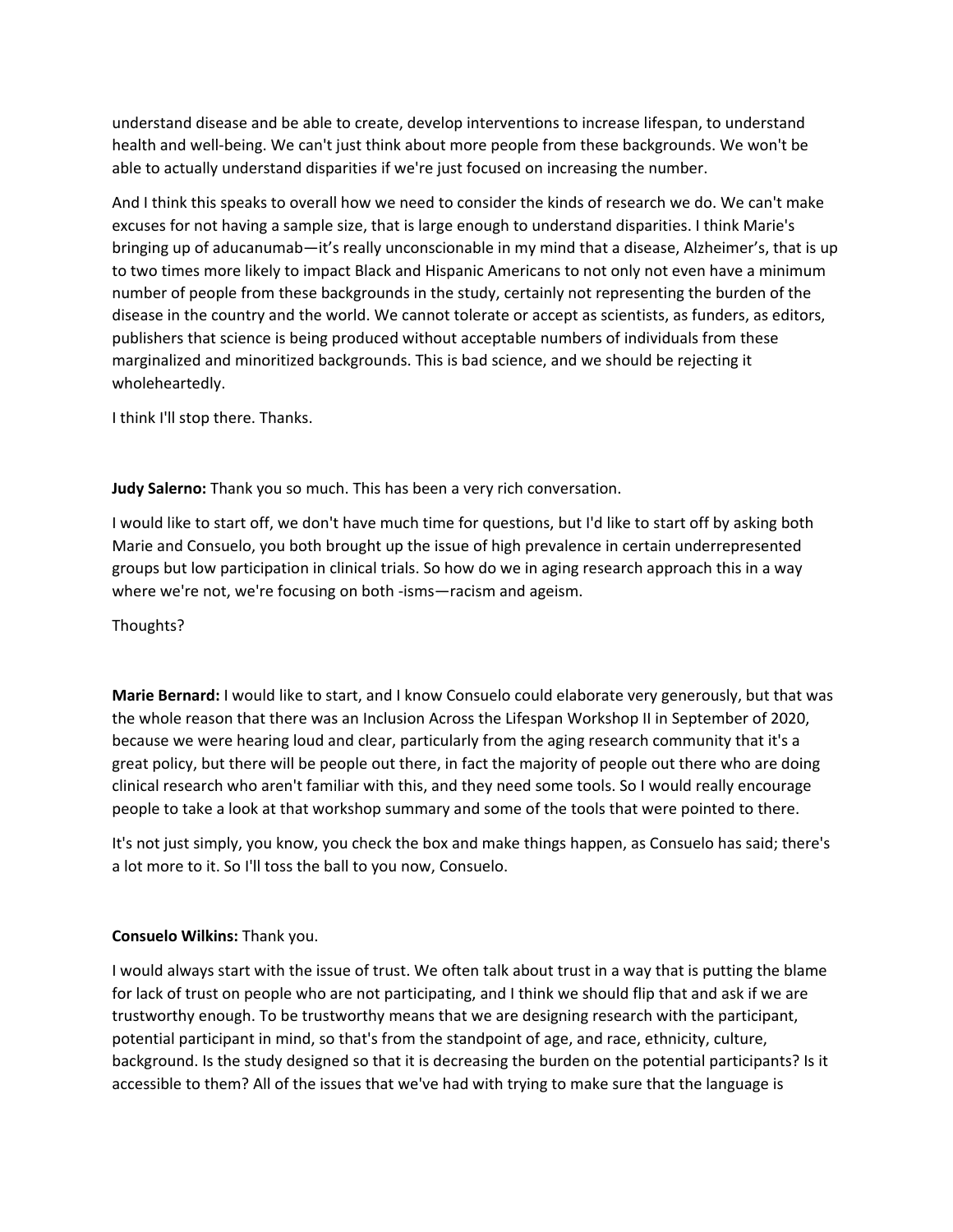understand disease and be able to create, develop interventions to increase lifespan, to understand health and well-being. We can't just think about more people from these backgrounds. We won't be able to actually understand disparities if we're just focused on increasing the number.

And I think this speaks to overall how we need to consider the kinds of research we do. We can't make excuses for not having a sample size, that is large enough to understand disparities. I think Marie's bringing up of aducanumab—it's really unconscionable in my mind that a disease, Alzheimer's, that is up to two times more likely to impact Black and Hispanic Americans to not only not even have a minimum number of people from these backgrounds in the study, certainly not representing the burden of the disease in the country and the world. We cannot tolerate or accept as scientists, as funders, as editors, publishers that science is being produced without acceptable numbers of individuals from these marginalized and minoritized backgrounds. This is bad science, and we should be rejecting it wholeheartedly.

I think I'll stop there. Thanks.

**Judy Salerno:** Thank you so much. This has been a very rich conversation.

I would like to start off, we don't have much time for questions, but I'd like to start off by asking both Marie and Consuelo, you both brought up the issue of high prevalence in certain underrepresented groups but low participation in clinical trials. So how do we in aging research approach this in a way where we're not, we're focusing on both -isms—racism and ageism.

Thoughts?

**Marie Bernard:** I would like to start, and I know Consuelo could elaborate very generously, but that was the whole reason that there was an Inclusion Across the Lifespan Workshop II in September of 2020, because we were hearing loud and clear, particularly from the aging research community that it's a great policy, but there will be people out there, in fact the majority of people out there who are doing clinical research who aren't familiar with this, and they need some tools. So I would really encourage people to take a look at that workshop summary and some of the tools that were pointed to there.

It's not just simply, you know, you check the box and make things happen, as Consuelo has said; there's a lot more to it. So I'll toss the ball to you now, Consuelo.

**Consuelo Wilkins:** Thank you.

I would always start with the issue of trust. We often talk about trust in a way that is putting the blame for lack of trust on people who are not participating, and I think we should flip that and ask if we are trustworthy enough. To be trustworthy means that we are designing research with the participant, potential participant in mind, so that's from the standpoint of age, and race, ethnicity, culture, background. Is the study designed so that it is decreasing the burden on the potential participants? Is it accessible to them? All of the issues that we've had with trying to make sure that the language is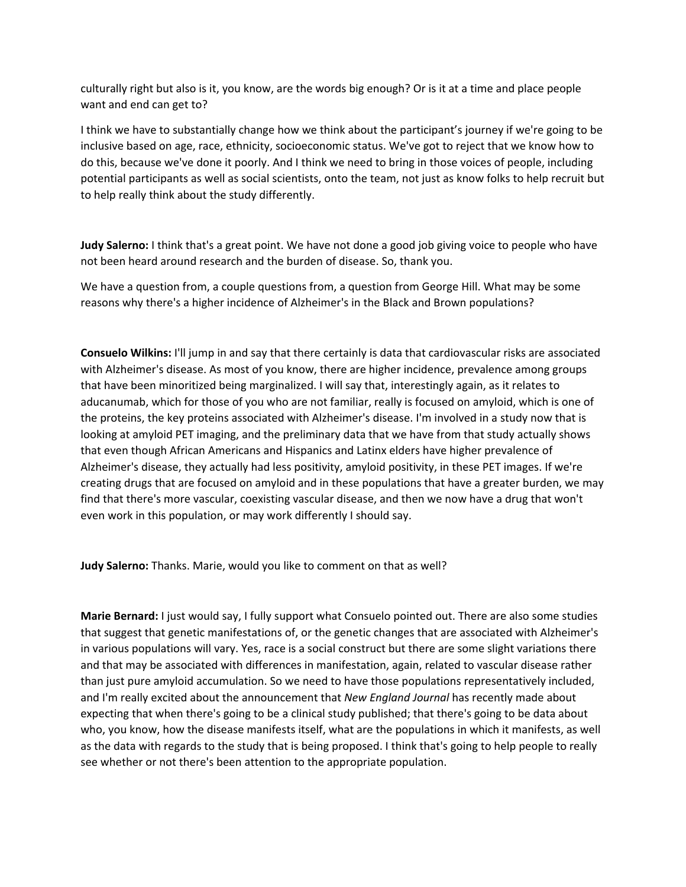culturally right but also is it, you know, are the words big enough? Or is it at a time and place people want and end can get to?

I think we have to substantially change how we think about the participant's journey if we're going to be inclusive based on age, race, ethnicity, socioeconomic status. We've got to reject that we know how to do this, because we've done it poorly. And I think we need to bring in those voices of people, including potential participants as well as social scientists, onto the team, not just as know folks to help recruit but to help really think about the study differently.

**Judy Salerno:** I think that's a great point. We have not done a good job giving voice to people who have not been heard around research and the burden of disease. So, thank you.

We have a question from, a couple questions from, a question from George Hill. What may be some reasons why there's a higher incidence of Alzheimer's in the Black and Brown populations?

**Consuelo Wilkins:** I'll jump in and say that there certainly is data that cardiovascular risks are associated with Alzheimer's disease. As most of you know, there are higher incidence, prevalence among groups that have been minoritized being marginalized. I will say that, interestingly again, as it relates to aducanumab, which for those of you who are not familiar, really is focused on amyloid, which is one of the proteins, the key proteins associated with Alzheimer's disease. I'm involved in a study now that is looking at amyloid PET imaging, and the preliminary data that we have from that study actually shows that even though African Americans and Hispanics and Latinx elders have higher prevalence of Alzheimer's disease, they actually had less positivity, amyloid positivity, in these PET images. If we're creating drugs that are focused on amyloid and in these populations that have a greater burden, we may find that there's more vascular, coexisting vascular disease, and then we now have a drug that won't even work in this population, or may work differently I should say.

**Judy Salerno:** Thanks. Marie, would you like to comment on that as well?

**Marie Bernard:** I just would say, I fully support what Consuelo pointed out. There are also some studies that suggest that genetic manifestations of, or the genetic changes that are associated with Alzheimer's in various populations will vary. Yes, race is a social construct but there are some slight variations there and that may be associated with differences in manifestation, again, related to vascular disease rather than just pure amyloid accumulation. So we need to have those populations representatively included, and I'm really excited about the announcement that *New England Journal* has recently made about expecting that when there's going to be a clinical study published; that there's going to be data about who, you know, how the disease manifests itself, what are the populations in which it manifests, as well as the data with regards to the study that is being proposed. I think that's going to help people to really see whether or not there's been attention to the appropriate population.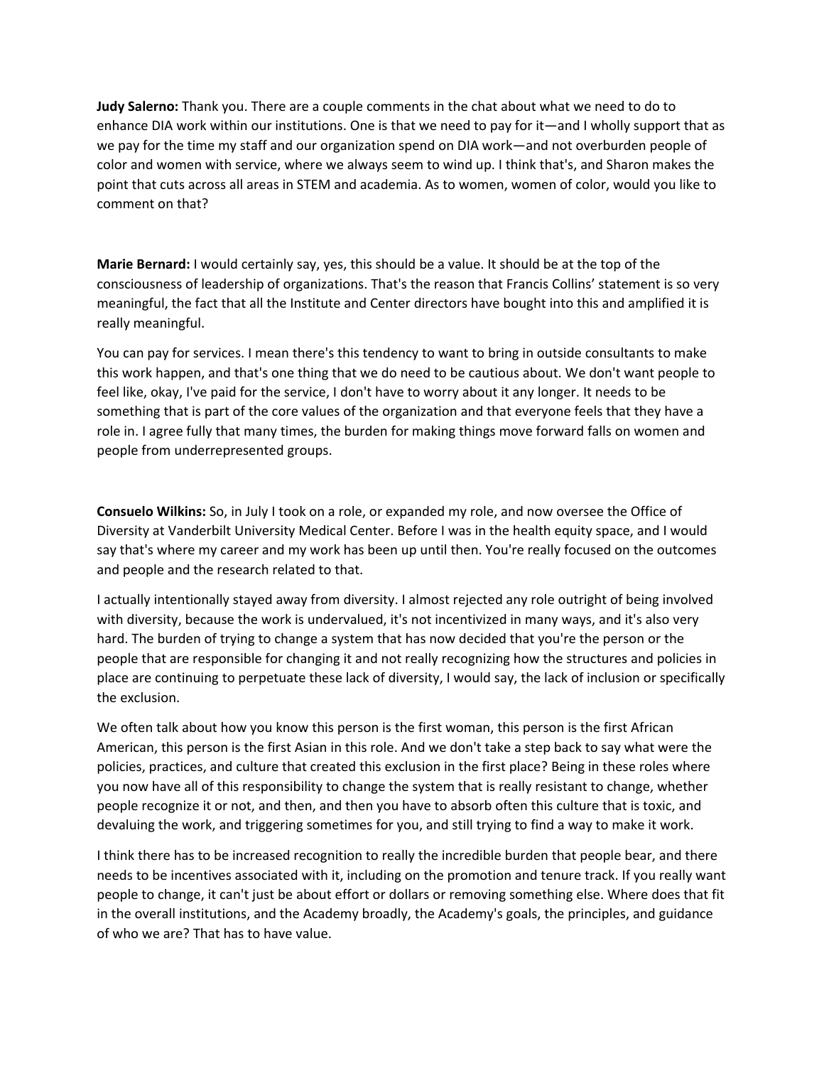**Judy Salerno:** Thank you. There are a couple comments in the chat about what we need to do to enhance DIA work within our institutions. One is that we need to pay for it—and I wholly support that as we pay for the time my staff and our organization spend on DIA work—and not overburden people of color and women with service, where we always seem to wind up. I think that's, and Sharon makes the point that cuts across all areas in STEM and academia. As to women, women of color, would you like to comment on that?

**Marie Bernard:** I would certainly say, yes, this should be a value. It should be at the top of the consciousness of leadership of organizations. That's the reason that Francis Collins' statement is so very meaningful, the fact that all the Institute and Center directors have bought into this and amplified it is really meaningful.

You can pay for services. I mean there's this tendency to want to bring in outside consultants to make this work happen, and that's one thing that we do need to be cautious about. We don't want people to feel like, okay, I've paid for the service, I don't have to worry about it any longer. It needs to be something that is part of the core values of the organization and that everyone feels that they have a role in. I agree fully that many times, the burden for making things move forward falls on women and people from underrepresented groups.

**Consuelo Wilkins:** So, in July I took on a role, or expanded my role, and now oversee the Office of Diversity at Vanderbilt University Medical Center. Before I was in the health equity space, and I would say that's where my career and my work has been up until then. You're really focused on the outcomes and people and the research related to that.

I actually intentionally stayed away from diversity. I almost rejected any role outright of being involved with diversity, because the work is undervalued, it's not incentivized in many ways, and it's also very hard. The burden of trying to change a system that has now decided that you're the person or the people that are responsible for changing it and not really recognizing how the structures and policies in place are continuing to perpetuate these lack of diversity, I would say, the lack of inclusion or specifically the exclusion.

We often talk about how you know this person is the first woman, this person is the first African American, this person is the first Asian in this role. And we don't take a step back to say what were the policies, practices, and culture that created this exclusion in the first place? Being in these roles where you now have all of this responsibility to change the system that is really resistant to change, whether people recognize it or not, and then, and then you have to absorb often this culture that is toxic, and devaluing the work, and triggering sometimes for you, and still trying to find a way to make it work.

I think there has to be increased recognition to really the incredible burden that people bear, and there needs to be incentives associated with it, including on the promotion and tenure track. If you really want people to change, it can't just be about effort or dollars or removing something else. Where does that fit in the overall institutions, and the Academy broadly, the Academy's goals, the principles, and guidance of who we are? That has to have value.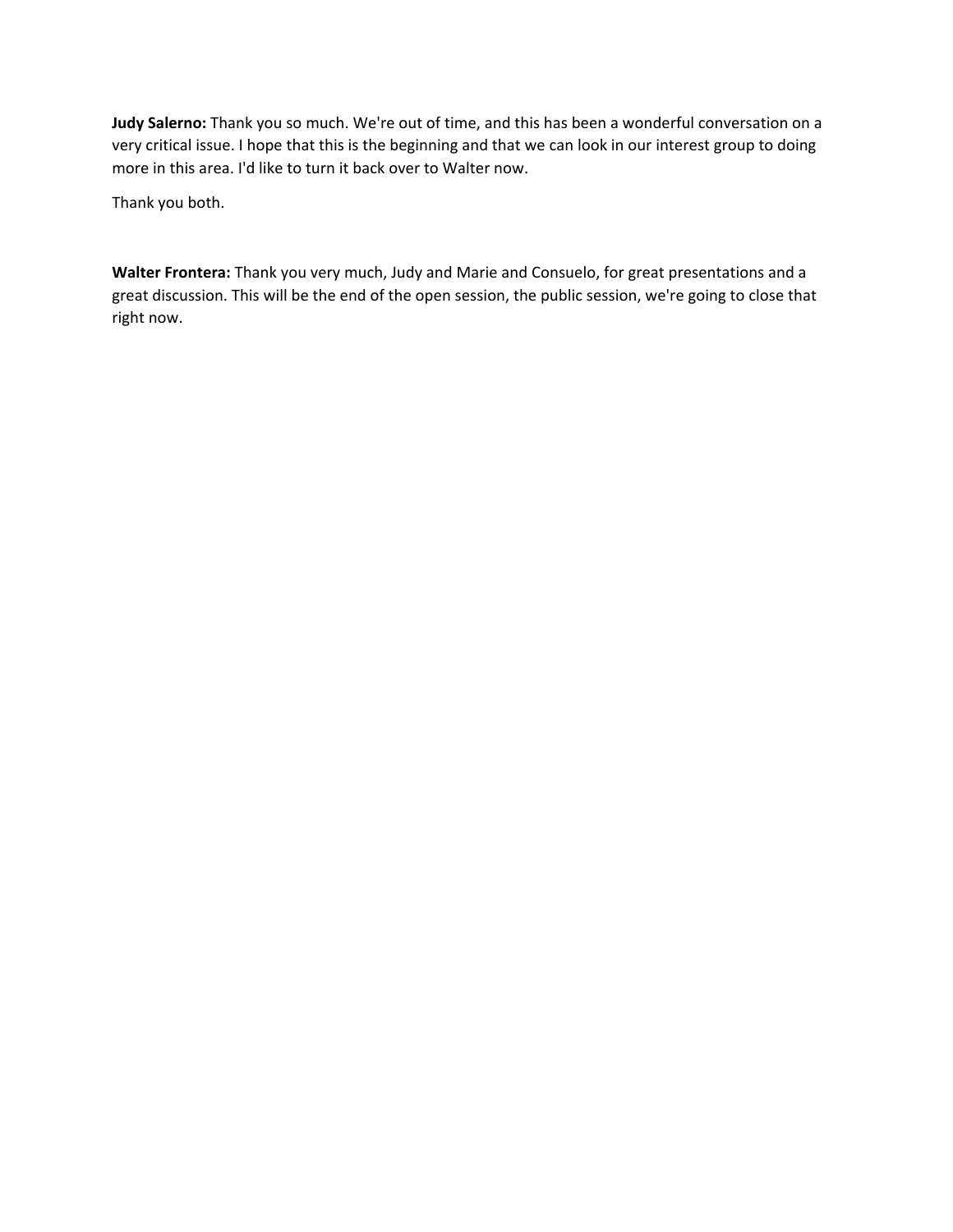**Judy Salerno:** Thank you so much. We're out of time, and this has been a wonderful conversation on a very critical issue. I hope that this is the beginning and that we can look in our interest group to doing more in this area. I'd like to turn it back over to Walter now.

Thank you both.

**Walter Frontera:** Thank you very much, Judy and Marie and Consuelo, for great presentations and a great discussion. This will be the end of the open session, the public session, we're going to close that right now.